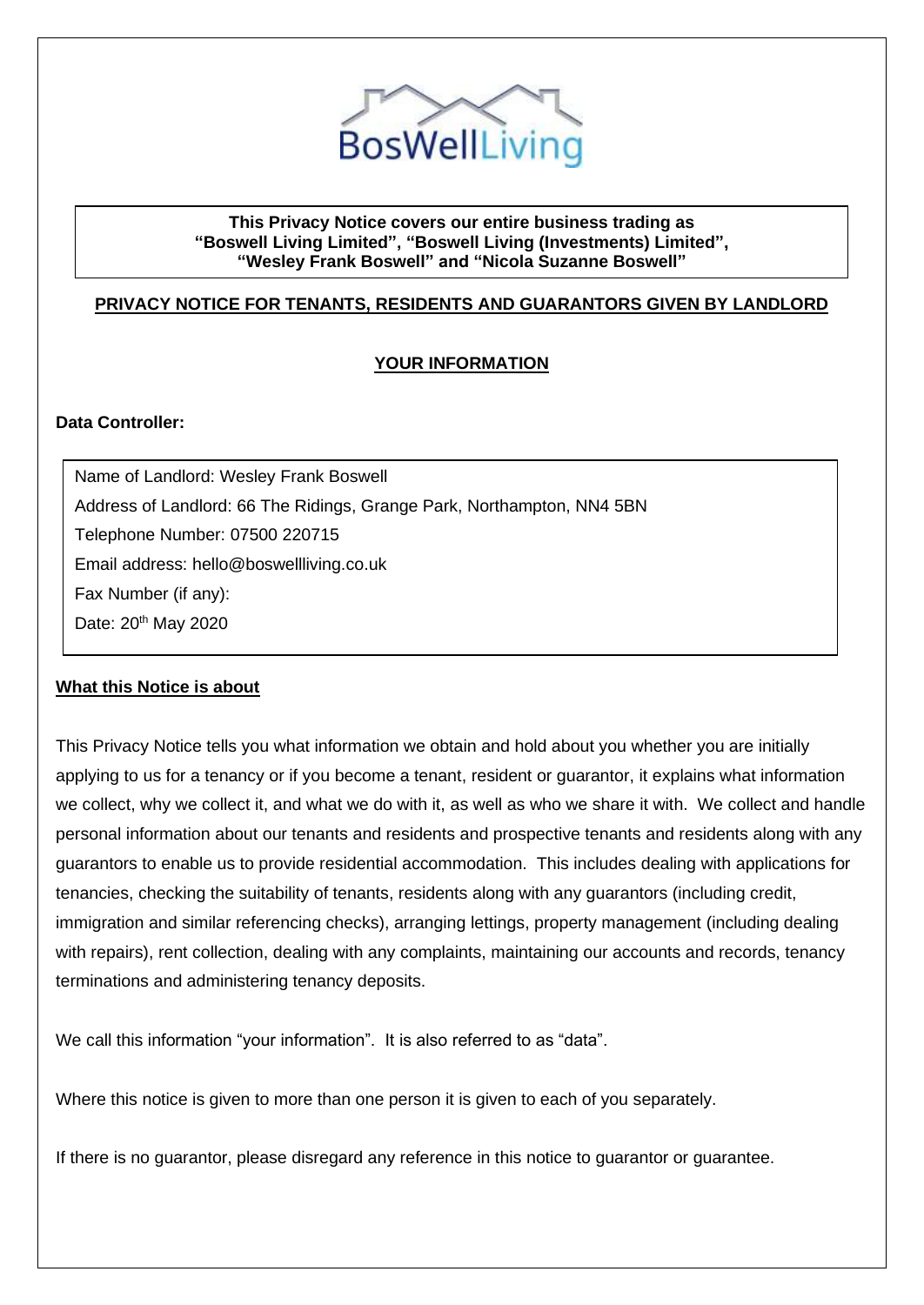BosWellLiving

**This Privacy Notice covers our entire business trading as "Boswell Living Limited", "Boswell Living (Investments) Limited", "Wesley Frank Boswell" and "Nicola Suzanne Boswell"**

## PRIVACY NOTICE FOR TENANTS, RESIDENTS AND GUARANTORS GIVEN BY LANDLORD

## YOUR INFORMATION

**Data Controller:**

Name of Landlord: Wesley Frank Boswell
Address of Landlord: 66 The Ridings, Grange Park, Northampton, NN4 5BN
Telephone Number: 07500 220715
Email address: hello@boswellliving.co.uk
Fax Number (if any):
Date: 20th May 2020

### What this Notice is about

This Privacy Notice tells you what information we obtain and hold about you whether you are initially applying to us for a tenancy or if you become a tenant, resident or guarantor, it explains what information we collect, why we collect it, and what we do with it, as well as who we share it with. We collect and handle personal information about our tenants and residents and prospective tenants and residents along with any guarantors to enable us to provide residential accommodation. This includes dealing with applications for tenancies, checking the suitability of tenants, residents along with any guarantors (including credit, immigration and similar referencing checks), arranging lettings, property management (including dealing with repairs), rent collection, dealing with any complaints, maintaining our accounts and records, tenancy terminations and administering tenancy deposits.

We call this information "your information". It is also referred to as "data".

Where this notice is given to more than one person it is given to each of you separately.

If there is no guarantor, please disregard any reference in this notice to guarantor or guarantee.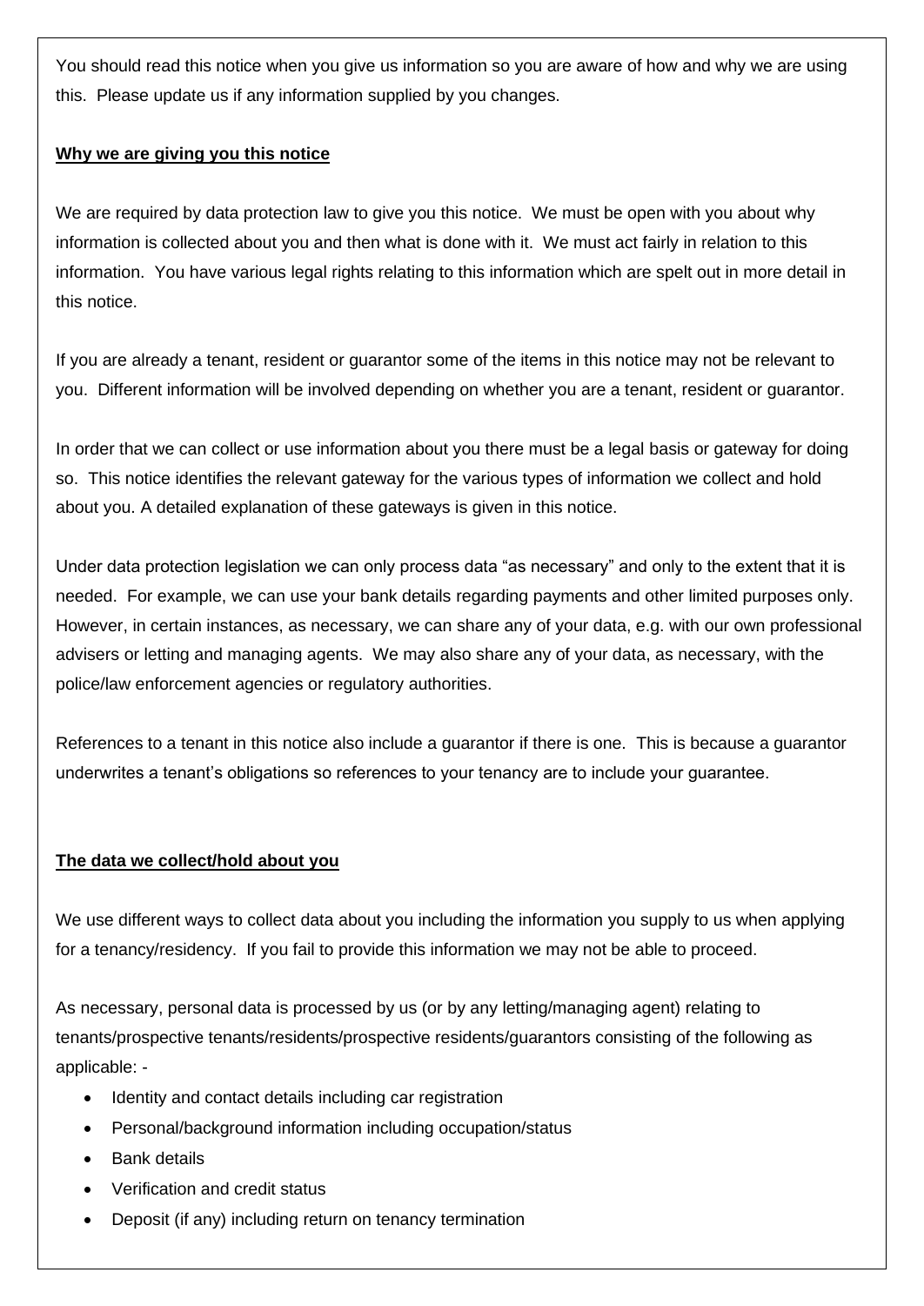You should read this notice when you give us information so you are aware of how and why we are using this. Please update us if any information supplied by you changes.

**Why we are giving you this notice**

We are required by data protection law to give you this notice. We must be open with you about why information is collected about you and then what is done with it. We must act fairly in relation to this information. You have various legal rights relating to this information which are spelt out in more detail in this notice.

If you are already a tenant, resident or guarantor some of the items in this notice may not be relevant to you. Different information will be involved depending on whether you are a tenant, resident or guarantor.

In order that we can collect or use information about you there must be a legal basis or gateway for doing so. This notice identifies the relevant gateway for the various types of information we collect and hold about you. A detailed explanation of these gateways is given in this notice.

Under data protection legislation we can only process data "as necessary" and only to the extent that it is needed. For example, we can use your bank details regarding payments and other limited purposes only. However, in certain instances, as necessary, we can share any of your data, e.g. with our own professional advisers or letting and managing agents. We may also share any of your data, as necessary, with the police/law enforcement agencies or regulatory authorities.

References to a tenant in this notice also include a guarantor if there is one. This is because a guarantor underwrites a tenant's obligations so references to your tenancy are to include your guarantee.

**The data we collect/hold about you**

We use different ways to collect data about you including the information you supply to us when applying for a tenancy/residency. If you fail to provide this information we may not be able to proceed.

As necessary, personal data is processed by us (or by any letting/managing agent) relating to tenants/prospective tenants/residents/prospective residents/guarantors consisting of the following as applicable: -

- Identity and contact details including car registration
- Personal/background information including occupation/status
- Bank details
- Verification and credit status
- Deposit (if any) including return on tenancy termination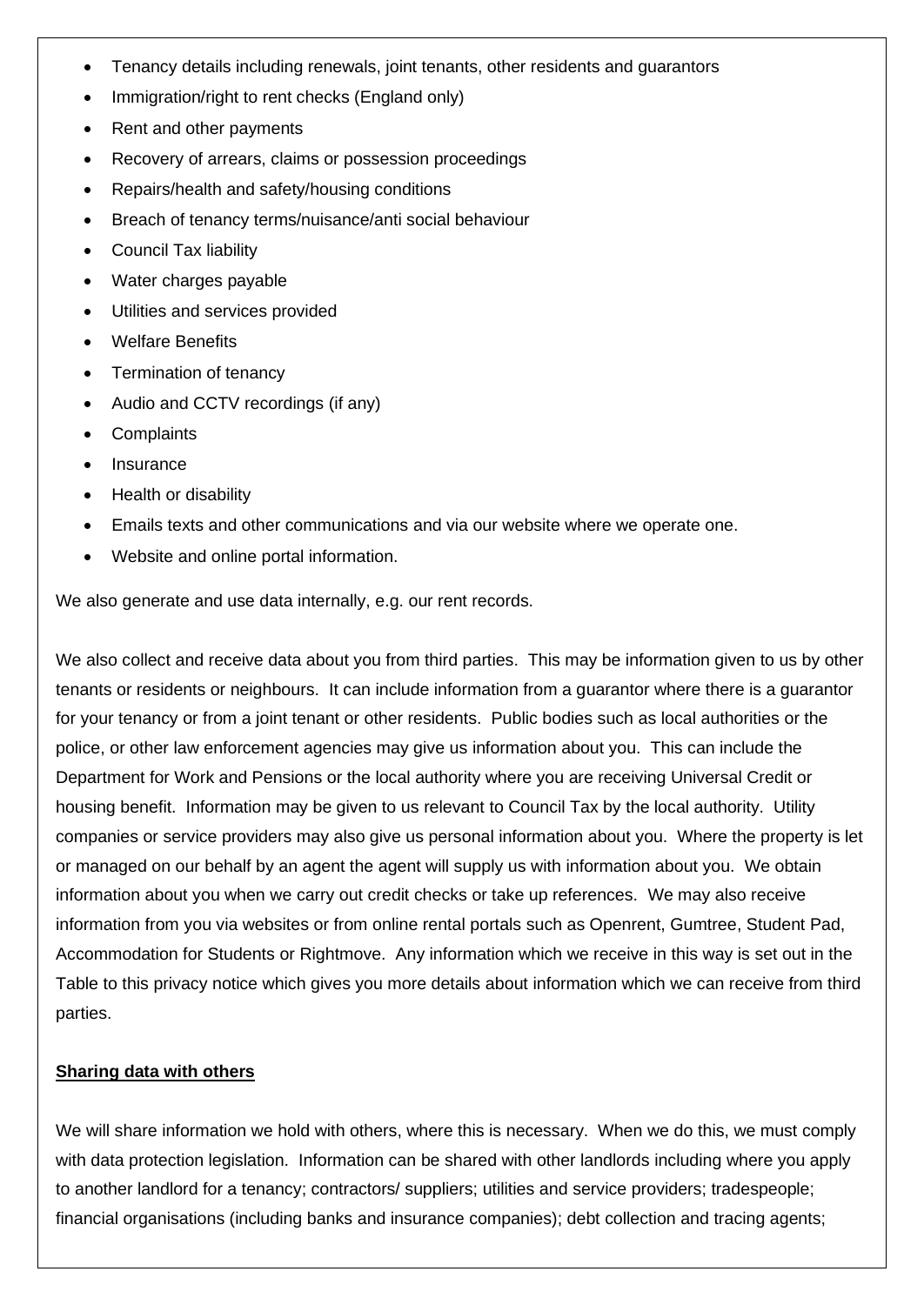- Tenancy details including renewals, joint tenants, other residents and guarantors
- Immigration/right to rent checks (England only)
- Rent and other payments
- Recovery of arrears, claims or possession proceedings
- Repairs/health and safety/housing conditions
- Breach of tenancy terms/nuisance/anti social behaviour
- Council Tax liability
- Water charges payable
- Utilities and services provided
- Welfare Benefits
- Termination of tenancy
- Audio and CCTV recordings (if any)
- Complaints
- Insurance
- Health or disability
- Emails texts and other communications and via our website where we operate one.
- Website and online portal information.

We also generate and use data internally, e.g. our rent records.

We also collect and receive data about you from third parties. This may be information given to us by other tenants or residents or neighbours. It can include information from a guarantor where there is a guarantor for your tenancy or from a joint tenant or other residents. Public bodies such as local authorities or the police, or other law enforcement agencies may give us information about you. This can include the Department for Work and Pensions or the local authority where you are receiving Universal Credit or housing benefit. Information may be given to us relevant to Council Tax by the local authority. Utility companies or service providers may also give us personal information about you. Where the property is let or managed on our behalf by an agent the agent will supply us with information about you. We obtain information about you when we carry out credit checks or take up references. We may also receive information from you via websites or from online rental portals such as Openrent, Gumtree, Student Pad, Accommodation for Students or Rightmove. Any information which we receive in this way is set out in the Table to this privacy notice which gives you more details about information which we can receive from third parties.

**Sharing data with others**

We will share information we hold with others, where this is necessary. When we do this, we must comply with data protection legislation. Information can be shared with other landlords including where you apply to another landlord for a tenancy; contractors/ suppliers; utilities and service providers; tradespeople; financial organisations (including banks and insurance companies); debt collection and tracing agents;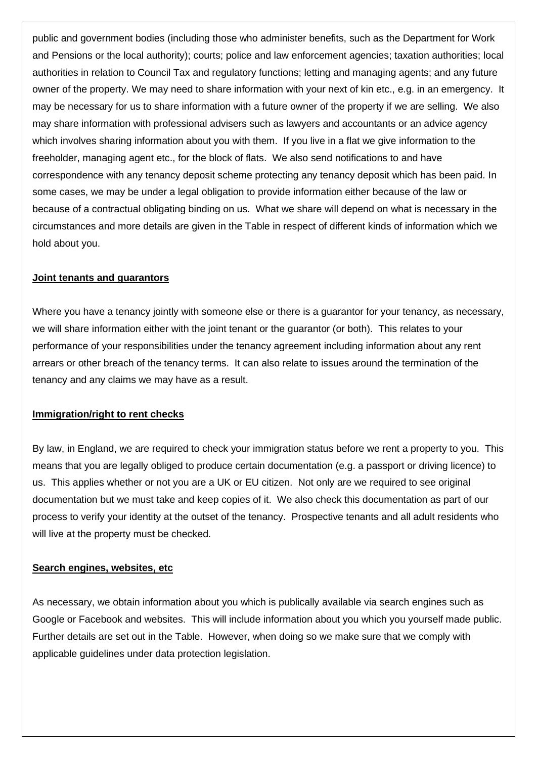public and government bodies (including those who administer benefits, such as the Department for Work and Pensions or the local authority); courts; police and law enforcement agencies; taxation authorities; local authorities in relation to Council Tax and regulatory functions; letting and managing agents; and any future owner of the property. We may need to share information with your next of kin etc., e.g. in an emergency. It may be necessary for us to share information with a future owner of the property if we are selling. We also may share information with professional advisers such as lawyers and accountants or an advice agency which involves sharing information about you with them. If you live in a flat we give information to the freeholder, managing agent etc., for the block of flats. We also send notifications to and have correspondence with any tenancy deposit scheme protecting any tenancy deposit which has been paid. In some cases, we may be under a legal obligation to provide information either because of the law or because of a contractual obligating binding on us. What we share will depend on what is necessary in the circumstances and more details are given in the Table in respect of different kinds of information which we hold about you.

**Joint tenants and guarantors**

Where you have a tenancy jointly with someone else or there is a guarantor for your tenancy, as necessary, we will share information either with the joint tenant or the guarantor (or both). This relates to your performance of your responsibilities under the tenancy agreement including information about any rent arrears or other breach of the tenancy terms. It can also relate to issues around the termination of the tenancy and any claims we may have as a result.

**Immigration/right to rent checks**

By law, in England, we are required to check your immigration status before we rent a property to you. This means that you are legally obliged to produce certain documentation (e.g. a passport or driving licence) to us. This applies whether or not you are a UK or EU citizen. Not only are we required to see original documentation but we must take and keep copies of it. We also check this documentation as part of our process to verify your identity at the outset of the tenancy. Prospective tenants and all adult residents who will live at the property must be checked.

**Search engines, websites, etc**

As necessary, we obtain information about you which is publically available via search engines such as Google or Facebook and websites. This will include information about you which you yourself made public. Further details are set out in the Table. However, when doing so we make sure that we comply with applicable guidelines under data protection legislation.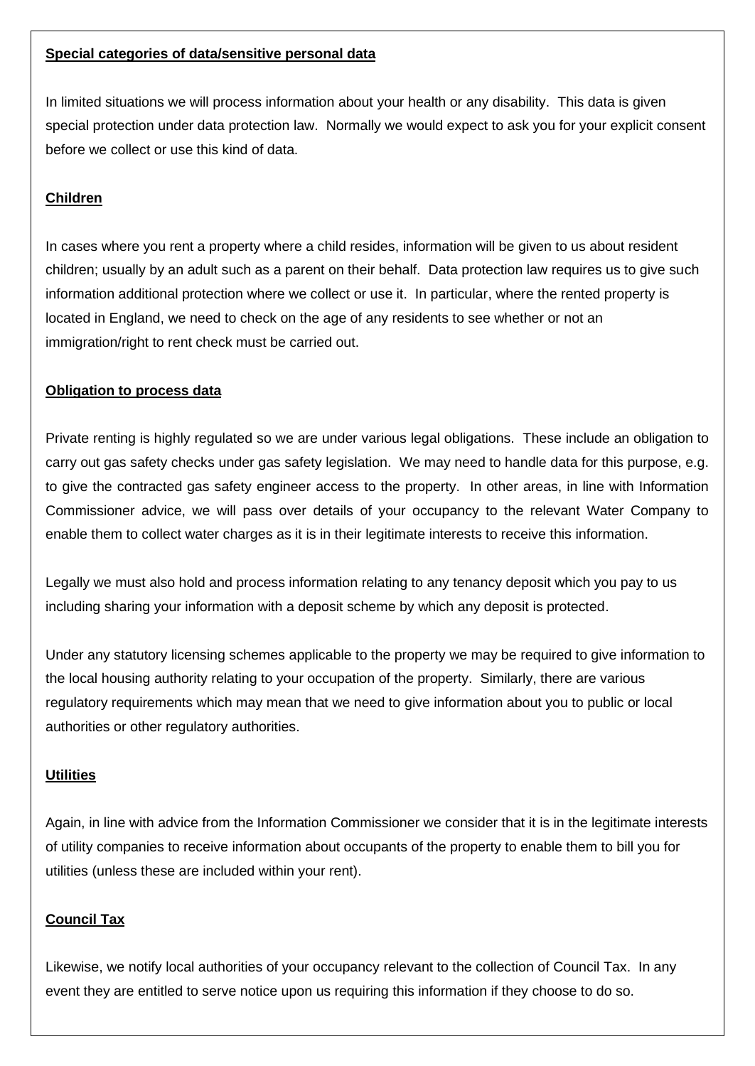**Special categories of data/sensitive personal data**

In limited situations we will process information about your health or any disability. This data is given special protection under data protection law. Normally we would expect to ask you for your explicit consent before we collect or use this kind of data.

**Children**

In cases where you rent a property where a child resides, information will be given to us about resident children; usually by an adult such as a parent on their behalf. Data protection law requires us to give such information additional protection where we collect or use it. In particular, where the rented property is located in England, we need to check on the age of any residents to see whether or not an immigration/right to rent check must be carried out.

**Obligation to process data**

Private renting is highly regulated so we are under various legal obligations. These include an obligation to carry out gas safety checks under gas safety legislation. We may need to handle data for this purpose, e.g. to give the contracted gas safety engineer access to the property. In other areas, in line with Information Commissioner advice, we will pass over details of your occupancy to the relevant Water Company to enable them to collect water charges as it is in their legitimate interests to receive this information.

Legally we must also hold and process information relating to any tenancy deposit which you pay to us including sharing your information with a deposit scheme by which any deposit is protected.

Under any statutory licensing schemes applicable to the property we may be required to give information to the local housing authority relating to your occupation of the property. Similarly, there are various regulatory requirements which may mean that we need to give information about you to public or local authorities or other regulatory authorities.

**Utilities**

Again, in line with advice from the Information Commissioner we consider that it is in the legitimate interests of utility companies to receive information about occupants of the property to enable them to bill you for utilities (unless these are included within your rent).

**Council Tax**

Likewise, we notify local authorities of your occupancy relevant to the collection of Council Tax. In any event they are entitled to serve notice upon us requiring this information if they choose to do so.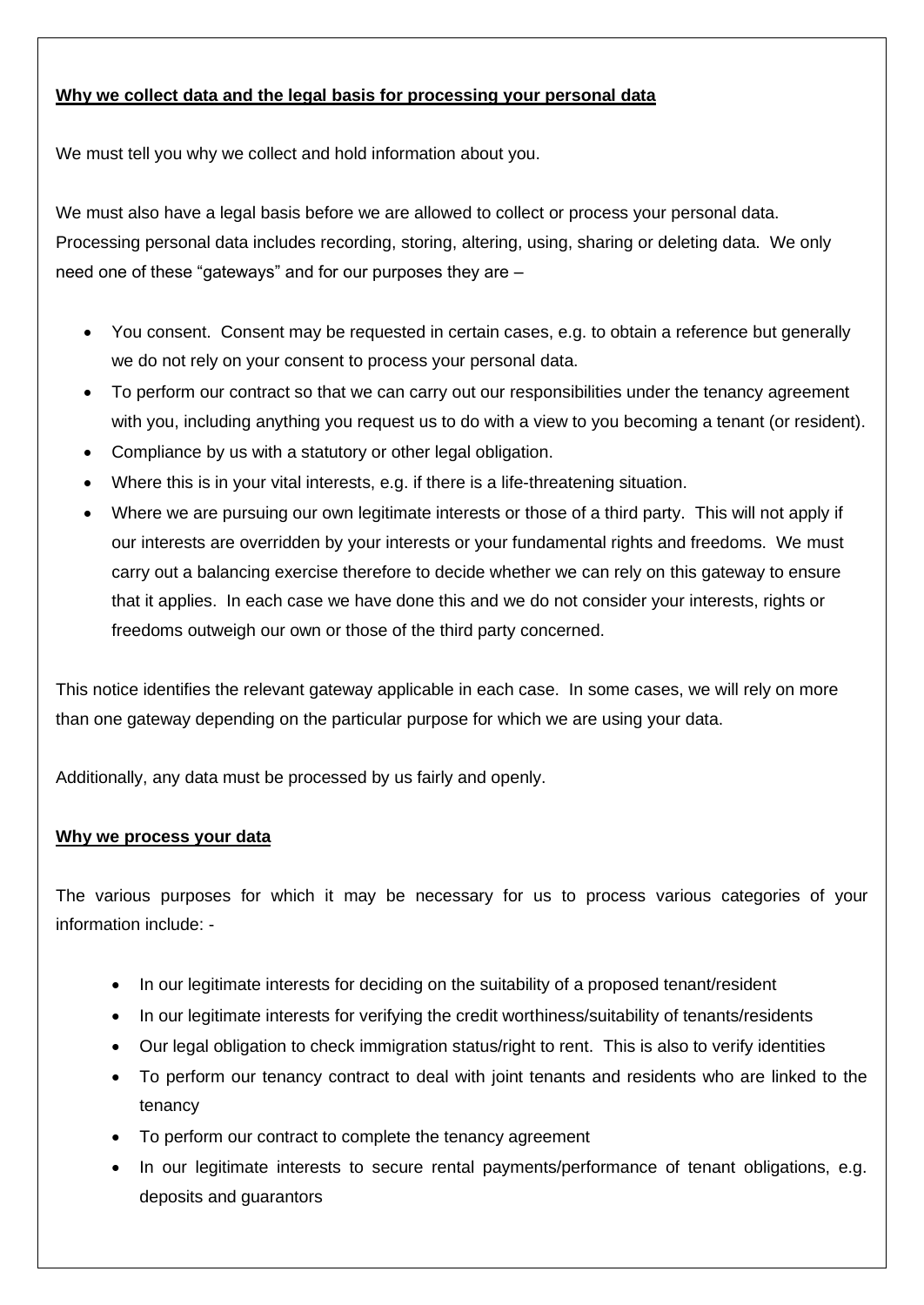**Why we collect data and the legal basis for processing your personal data**

We must tell you why we collect and hold information about you.

We must also have a legal basis before we are allowed to collect or process your personal data. Processing personal data includes recording, storing, altering, using, sharing or deleting data. We only need one of these "gateways" and for our purposes they are –

- You consent. Consent may be requested in certain cases, e.g. to obtain a reference but generally we do not rely on your consent to process your personal data.
- To perform our contract so that we can carry out our responsibilities under the tenancy agreement with you, including anything you request us to do with a view to you becoming a tenant (or resident).
- Compliance by us with a statutory or other legal obligation.
- Where this is in your vital interests, e.g. if there is a life-threatening situation.
- Where we are pursuing our own legitimate interests or those of a third party. This will not apply if our interests are overridden by your interests or your fundamental rights and freedoms. We must carry out a balancing exercise therefore to decide whether we can rely on this gateway to ensure that it applies. In each case we have done this and we do not consider your interests, rights or freedoms outweigh our own or those of the third party concerned.

This notice identifies the relevant gateway applicable in each case. In some cases, we will rely on more than one gateway depending on the particular purpose for which we are using your data.

Additionally, any data must be processed by us fairly and openly.

**Why we process your data**

The various purposes for which it may be necessary for us to process various categories of your information include: -

- In our legitimate interests for deciding on the suitability of a proposed tenant/resident
- In our legitimate interests for verifying the credit worthiness/suitability of tenants/residents
- Our legal obligation to check immigration status/right to rent. This is also to verify identities
- To perform our tenancy contract to deal with joint tenants and residents who are linked to the tenancy
- To perform our contract to complete the tenancy agreement
- In our legitimate interests to secure rental payments/performance of tenant obligations, e.g. deposits and guarantors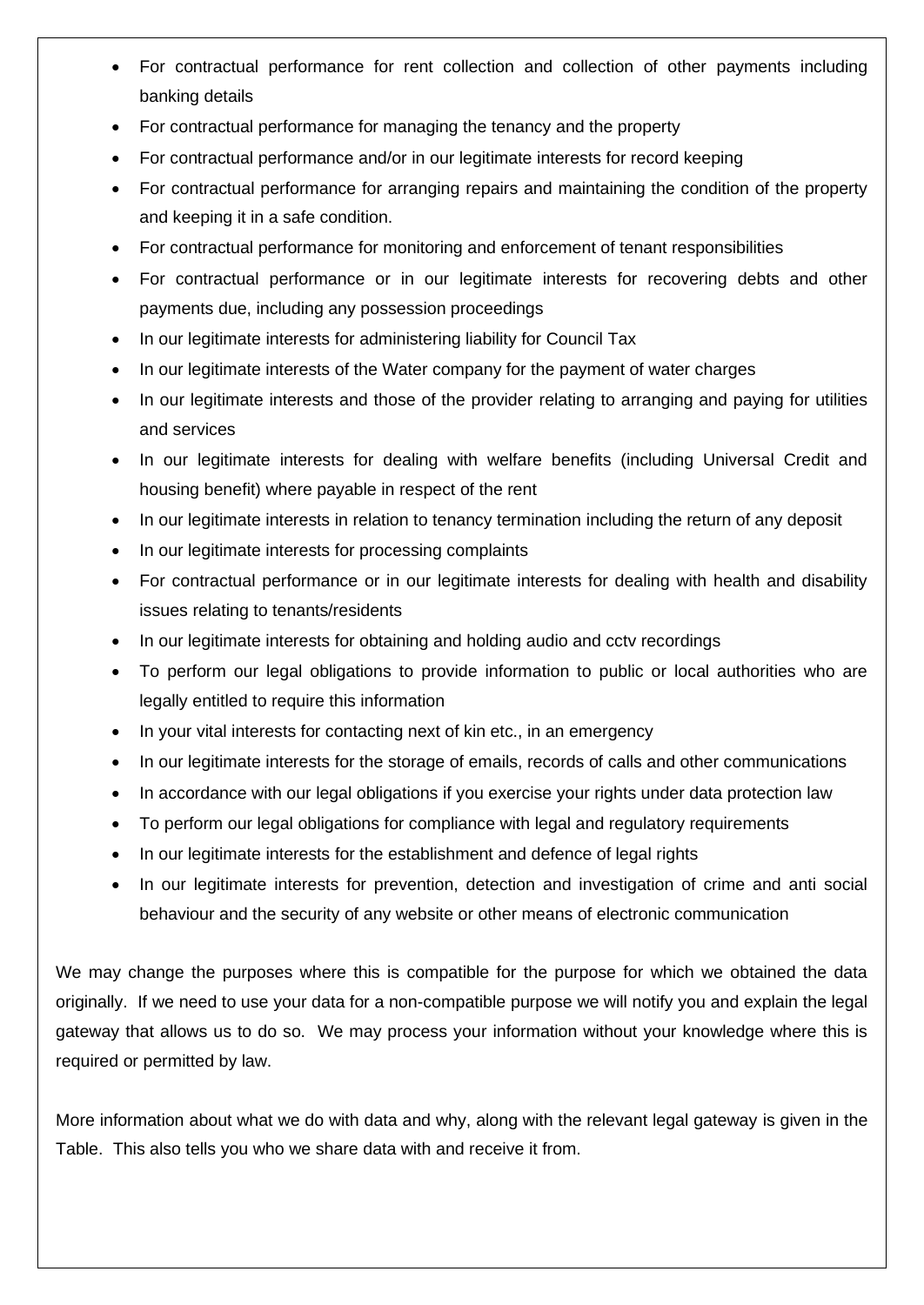- For contractual performance for rent collection and collection of other payments including banking details
- For contractual performance for managing the tenancy and the property
- For contractual performance and/or in our legitimate interests for record keeping
- For contractual performance for arranging repairs and maintaining the condition of the property and keeping it in a safe condition.
- For contractual performance for monitoring and enforcement of tenant responsibilities
- For contractual performance or in our legitimate interests for recovering debts and other payments due, including any possession proceedings
- In our legitimate interests for administering liability for Council Tax
- In our legitimate interests of the Water company for the payment of water charges
- In our legitimate interests and those of the provider relating to arranging and paying for utilities and services
- In our legitimate interests for dealing with welfare benefits (including Universal Credit and housing benefit) where payable in respect of the rent
- In our legitimate interests in relation to tenancy termination including the return of any deposit
- In our legitimate interests for processing complaints
- For contractual performance or in our legitimate interests for dealing with health and disability issues relating to tenants/residents
- In our legitimate interests for obtaining and holding audio and cctv recordings
- To perform our legal obligations to provide information to public or local authorities who are legally entitled to require this information
- In your vital interests for contacting next of kin etc., in an emergency
- In our legitimate interests for the storage of emails, records of calls and other communications
- In accordance with our legal obligations if you exercise your rights under data protection law
- To perform our legal obligations for compliance with legal and regulatory requirements
- In our legitimate interests for the establishment and defence of legal rights
- In our legitimate interests for prevention, detection and investigation of crime and anti social behaviour and the security of any website or other means of electronic communication

We may change the purposes where this is compatible for the purpose for which we obtained the data originally. If we need to use your data for a non-compatible purpose we will notify you and explain the legal gateway that allows us to do so. We may process your information without your knowledge where this is required or permitted by law.

More information about what we do with data and why, along with the relevant legal gateway is given in the Table. This also tells you who we share data with and receive it from.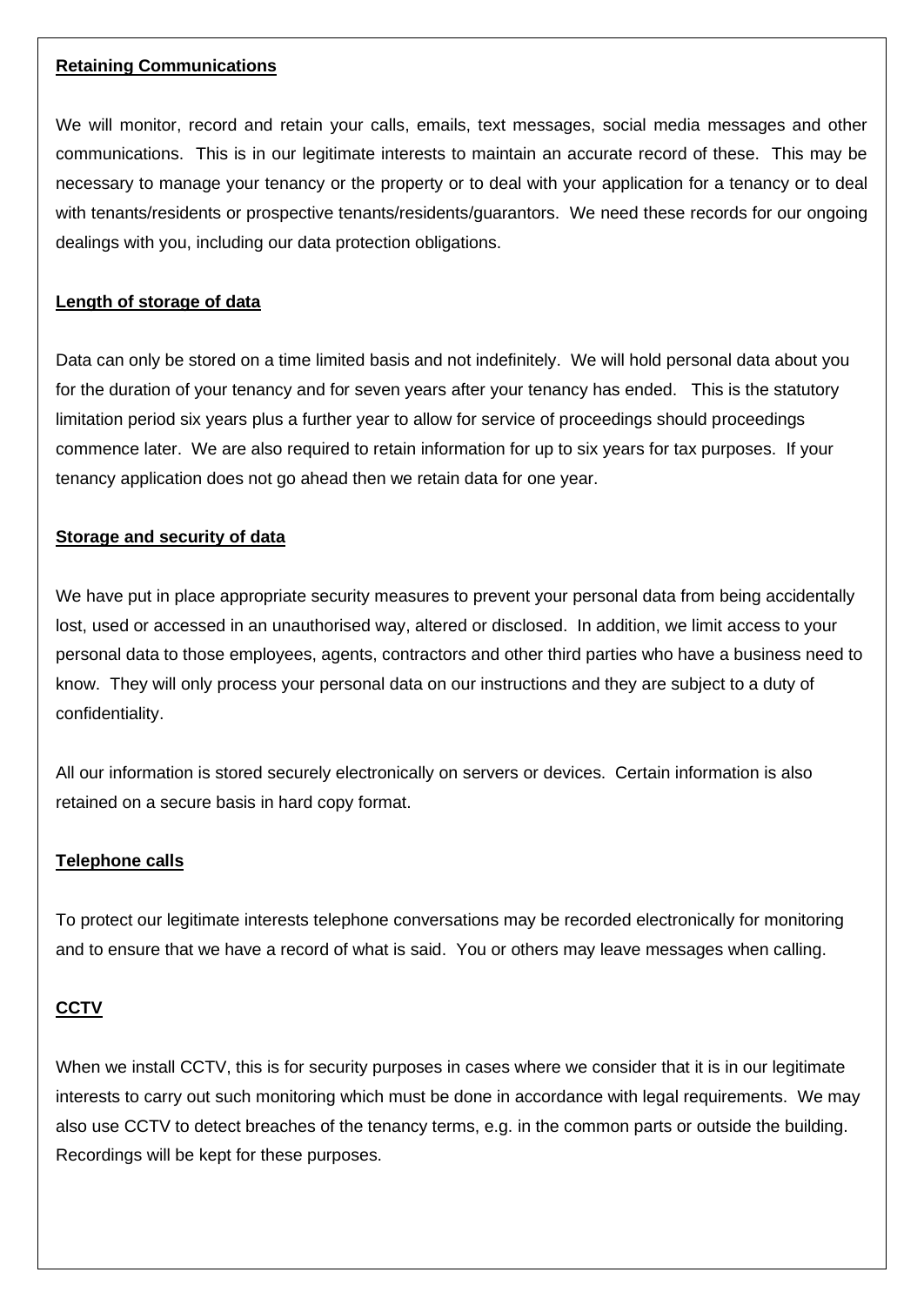**Retaining Communications**

We will monitor, record and retain your calls, emails, text messages, social media messages and other communications. This is in our legitimate interests to maintain an accurate record of these. This may be necessary to manage your tenancy or the property or to deal with your application for a tenancy or to deal with tenants/residents or prospective tenants/residents/guarantors. We need these records for our ongoing dealings with you, including our data protection obligations.

**Length of storage of data**

Data can only be stored on a time limited basis and not indefinitely. We will hold personal data about you for the duration of your tenancy and for seven years after your tenancy has ended. This is the statutory limitation period six years plus a further year to allow for service of proceedings should proceedings commence later. We are also required to retain information for up to six years for tax purposes. If your tenancy application does not go ahead then we retain data for one year.

**Storage and security of data**

We have put in place appropriate security measures to prevent your personal data from being accidentally lost, used or accessed in an unauthorised way, altered or disclosed. In addition, we limit access to your personal data to those employees, agents, contractors and other third parties who have a business need to know. They will only process your personal data on our instructions and they are subject to a duty of confidentiality.

All our information is stored securely electronically on servers or devices. Certain information is also retained on a secure basis in hard copy format.

**Telephone calls**

To protect our legitimate interests telephone conversations may be recorded electronically for monitoring and to ensure that we have a record of what is said. You or others may leave messages when calling.

**CCTV**

When we install CCTV, this is for security purposes in cases where we consider that it is in our legitimate interests to carry out such monitoring which must be done in accordance with legal requirements. We may also use CCTV to detect breaches of the tenancy terms, e.g. in the common parts or outside the building. Recordings will be kept for these purposes.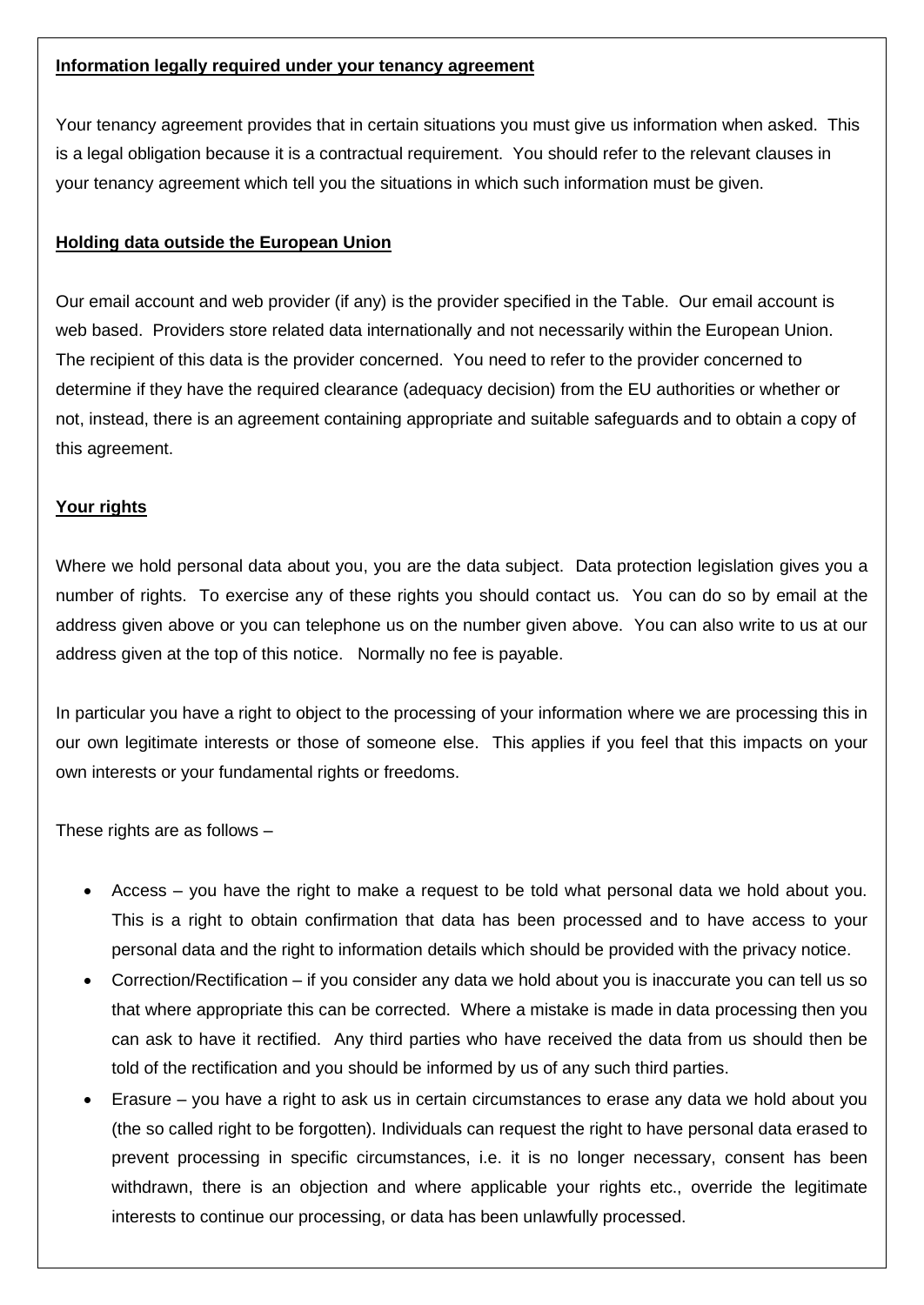**Information legally required under your tenancy agreement**

Your tenancy agreement provides that in certain situations you must give us information when asked. This is a legal obligation because it is a contractual requirement. You should refer to the relevant clauses in your tenancy agreement which tell you the situations in which such information must be given.

**Holding data outside the European Union**

Our email account and web provider (if any) is the provider specified in the Table. Our email account is web based. Providers store related data internationally and not necessarily within the European Union. The recipient of this data is the provider concerned. You need to refer to the provider concerned to determine if they have the required clearance (adequacy decision) from the EU authorities or whether or not, instead, there is an agreement containing appropriate and suitable safeguards and to obtain a copy of this agreement.

**Your rights**

Where we hold personal data about you, you are the data subject. Data protection legislation gives you a number of rights. To exercise any of these rights you should contact us. You can do so by email at the address given above or you can telephone us on the number given above. You can also write to us at our address given at the top of this notice. Normally no fee is payable.

In particular you have a right to object to the processing of your information where we are processing this in our own legitimate interests or those of someone else. This applies if you feel that this impacts on your own interests or your fundamental rights or freedoms.

These rights are as follows –

- Access – you have the right to make a request to be told what personal data we hold about you. This is a right to obtain confirmation that data has been processed and to have access to your personal data and the right to information details which should be provided with the privacy notice.
- Correction/Rectification – if you consider any data we hold about you is inaccurate you can tell us so that where appropriate this can be corrected. Where a mistake is made in data processing then you can ask to have it rectified. Any third parties who have received the data from us should then be told of the rectification and you should be informed by us of any such third parties.
- Erasure – you have a right to ask us in certain circumstances to erase any data we hold about you (the so called right to be forgotten). Individuals can request the right to have personal data erased to prevent processing in specific circumstances, i.e. it is no longer necessary, consent has been withdrawn, there is an objection and where applicable your rights etc., override the legitimate interests to continue our processing, or data has been unlawfully processed.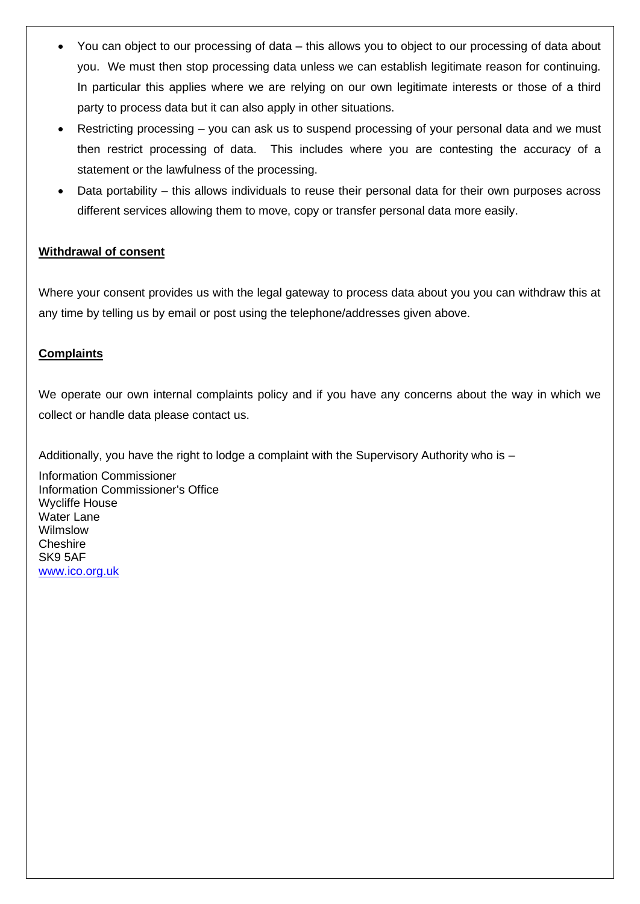- You can object to our processing of data – this allows you to object to our processing of data about you. We must then stop processing data unless we can establish legitimate reason for continuing. In particular this applies where we are relying on our own legitimate interests or those of a third party to process data but it can also apply in other situations.
- Restricting processing – you can ask us to suspend processing of your personal data and we must then restrict processing of data. This includes where you are contesting the accuracy of a statement or the lawfulness of the processing.
- Data portability – this allows individuals to reuse their personal data for their own purposes across different services allowing them to move, copy or transfer personal data more easily.

**Withdrawal of consent**

Where your consent provides us with the legal gateway to process data about you you can withdraw this at any time by telling us by email or post using the telephone/addresses given above.

**Complaints**

We operate our own internal complaints policy and if you have any concerns about the way in which we collect or handle data please contact us.

Additionally, you have the right to lodge a complaint with the Supervisory Authority who is –

Information Commissioner
Information Commissioner's Office
Wycliffe House
Water Lane
Wilmslow
Cheshire
SK9 5AF
www.ico.org.uk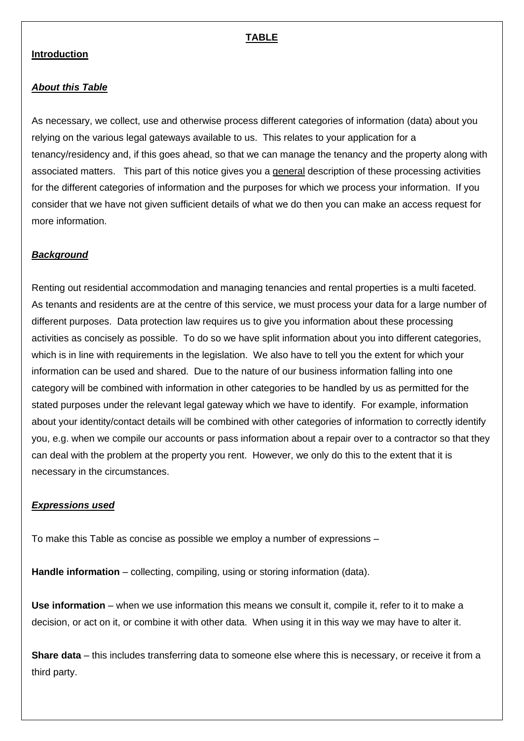## TABLE

### Introduction

***About this Table***

As necessary, we collect, use and otherwise process different categories of information (data) about you relying on the various legal gateways available to us. This relates to your application for a tenancy/residency and, if this goes ahead, so that we can manage the tenancy and the property along with associated matters. This part of this notice gives you a general description of these processing activities for the different categories of information and the purposes for which we process your information. If you consider that we have not given sufficient details of what we do then you can make an access request for more information.

***Background***

Renting out residential accommodation and managing tenancies and rental properties is a multi faceted. As tenants and residents are at the centre of this service, we must process your data for a large number of different purposes. Data protection law requires us to give you information about these processing activities as concisely as possible. To do so we have split information about you into different categories, which is in line with requirements in the legislation. We also have to tell you the extent for which your information can be used and shared. Due to the nature of our business information falling into one category will be combined with information in other categories to be handled by us as permitted for the stated purposes under the relevant legal gateway which we have to identify. For example, information about your identity/contact details will be combined with other categories of information to correctly identify you, e.g. when we compile our accounts or pass information about a repair over to a contractor so that they can deal with the problem at the property you rent. However, we only do this to the extent that it is necessary in the circumstances.

***Expressions used***

To make this Table as concise as possible we employ a number of expressions –

**Handle information** – collecting, compiling, using or storing information (data).

**Use information** – when we use information this means we consult it, compile it, refer to it to make a decision, or act on it, or combine it with other data. When using it in this way we may have to alter it.

**Share data** – this includes transferring data to someone else where this is necessary, or receive it from a third party.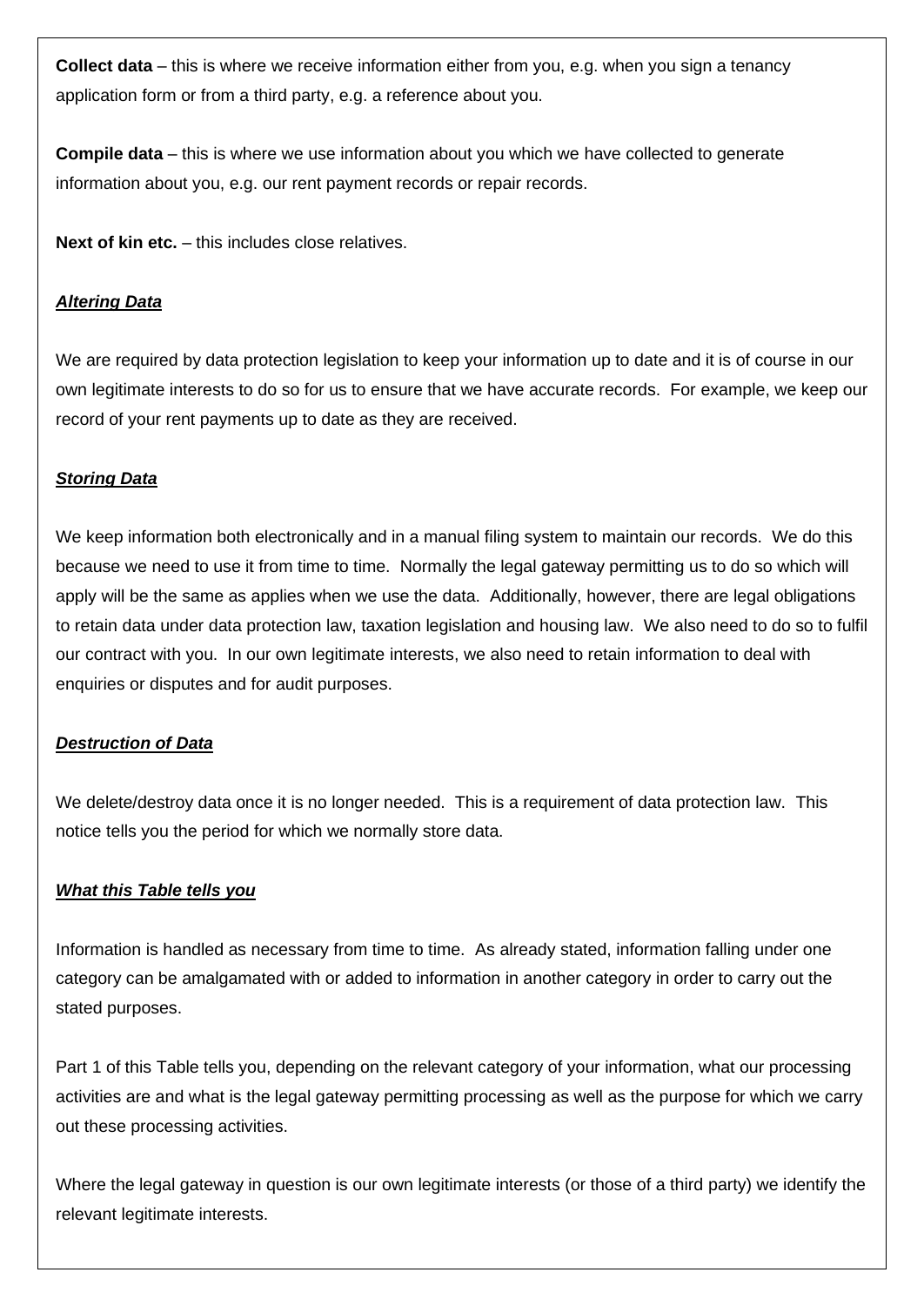**Collect data** – this is where we receive information either from you, e.g. when you sign a tenancy application form or from a third party, e.g. a reference about you.

**Compile data** – this is where we use information about you which we have collected to generate information about you, e.g. our rent payment records or repair records.

**Next of kin etc.** – this includes close relatives.

***Altering Data***

We are required by data protection legislation to keep your information up to date and it is of course in our own legitimate interests to do so for us to ensure that we have accurate records. For example, we keep our record of your rent payments up to date as they are received.

***Storing Data***

We keep information both electronically and in a manual filing system to maintain our records. We do this because we need to use it from time to time. Normally the legal gateway permitting us to do so which will apply will be the same as applies when we use the data. Additionally, however, there are legal obligations to retain data under data protection law, taxation legislation and housing law. We also need to do so to fulfil our contract with you. In our own legitimate interests, we also need to retain information to deal with enquiries or disputes and for audit purposes.

***Destruction of Data***

We delete/destroy data once it is no longer needed. This is a requirement of data protection law. This notice tells you the period for which we normally store data.

***What this Table tells you***

Information is handled as necessary from time to time. As already stated, information falling under one category can be amalgamated with or added to information in another category in order to carry out the stated purposes.

Part 1 of this Table tells you, depending on the relevant category of your information, what our processing activities are and what is the legal gateway permitting processing as well as the purpose for which we carry out these processing activities.

Where the legal gateway in question is our own legitimate interests (or those of a third party) we identify the relevant legitimate interests.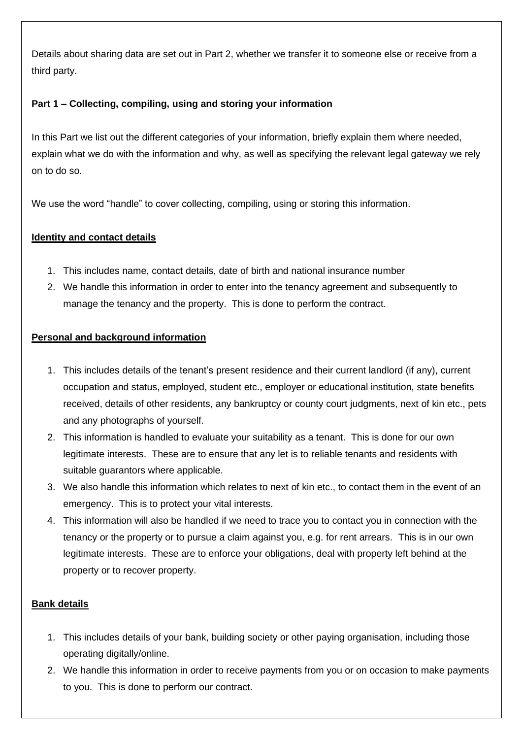Details about sharing data are set out in Part 2, whether we transfer it to someone else or receive from a third party.

**Part 1 – Collecting, compiling, using and storing your information**

In this Part we list out the different categories of your information, briefly explain them where needed, explain what we do with the information and why, as well as specifying the relevant legal gateway we rely on to do so.

We use the word "handle" to cover collecting, compiling, using or storing this information.

**Identity and contact details**

1. This includes name, contact details, date of birth and national insurance number
2. We handle this information in order to enter into the tenancy agreement and subsequently to manage the tenancy and the property. This is done to perform the contract.

**Personal and background information**

1. This includes details of the tenant's present residence and their current landlord (if any), current occupation and status, employed, student etc., employer or educational institution, state benefits received, details of other residents, any bankruptcy or county court judgments, next of kin etc., pets and any photographs of yourself.
2. This information is handled to evaluate your suitability as a tenant. This is done for our own legitimate interests. These are to ensure that any let is to reliable tenants and residents with suitable guarantors where applicable.
3. We also handle this information which relates to next of kin etc., to contact them in the event of an emergency. This is to protect your vital interests.
4. This information will also be handled if we need to trace you to contact you in connection with the tenancy or the property or to pursue a claim against you, e.g. for rent arrears. This is in our own legitimate interests. These are to enforce your obligations, deal with property left behind at the property or to recover property.

**Bank details**

1. This includes details of your bank, building society or other paying organisation, including those operating digitally/online.
2. We handle this information in order to receive payments from you or on occasion to make payments to you. This is done to perform our contract.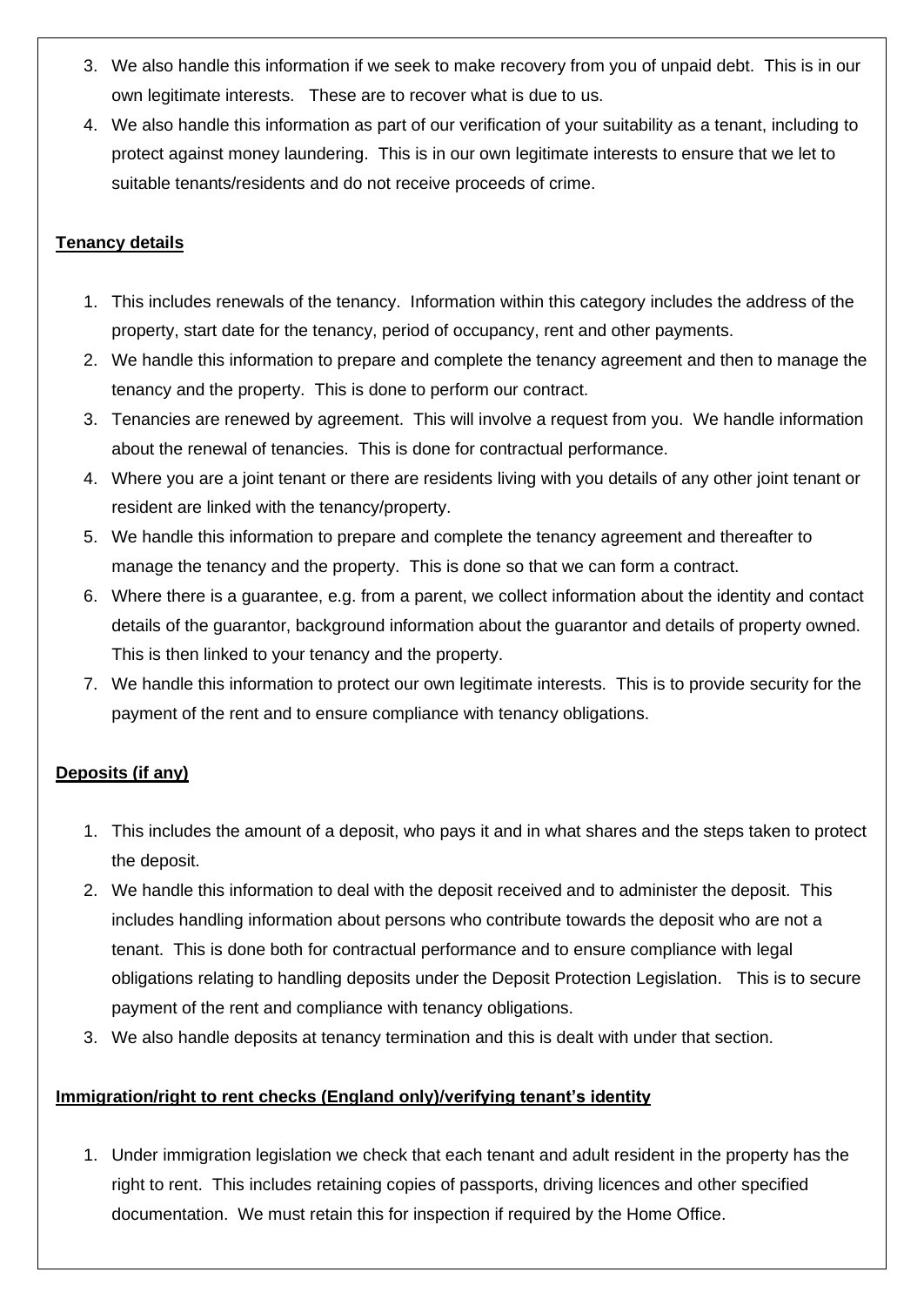3. We also handle this information if we seek to make recovery from you of unpaid debt. This is in our own legitimate interests. These are to recover what is due to us.
4. We also handle this information as part of our verification of your suitability as a tenant, including to protect against money laundering. This is in our own legitimate interests to ensure that we let to suitable tenants/residents and do not receive proceeds of crime.

**Tenancy details**

1. This includes renewals of the tenancy. Information within this category includes the address of the property, start date for the tenancy, period of occupancy, rent and other payments.
2. We handle this information to prepare and complete the tenancy agreement and then to manage the tenancy and the property. This is done to perform our contract.
3. Tenancies are renewed by agreement. This will involve a request from you. We handle information about the renewal of tenancies. This is done for contractual performance.
4. Where you are a joint tenant or there are residents living with you details of any other joint tenant or resident are linked with the tenancy/property.
5. We handle this information to prepare and complete the tenancy agreement and thereafter to manage the tenancy and the property. This is done so that we can form a contract.
6. Where there is a guarantee, e.g. from a parent, we collect information about the identity and contact details of the guarantor, background information about the guarantor and details of property owned. This is then linked to your tenancy and the property.
7. We handle this information to protect our own legitimate interests. This is to provide security for the payment of the rent and to ensure compliance with tenancy obligations.

**Deposits (if any)**

1. This includes the amount of a deposit, who pays it and in what shares and the steps taken to protect the deposit.
2. We handle this information to deal with the deposit received and to administer the deposit. This includes handling information about persons who contribute towards the deposit who are not a tenant. This is done both for contractual performance and to ensure compliance with legal obligations relating to handling deposits under the Deposit Protection Legislation. This is to secure payment of the rent and compliance with tenancy obligations.
3. We also handle deposits at tenancy termination and this is dealt with under that section.

**Immigration/right to rent checks (England only)/verifying tenant's identity**

1. Under immigration legislation we check that each tenant and adult resident in the property has the right to rent. This includes retaining copies of passports, driving licences and other specified documentation. We must retain this for inspection if required by the Home Office.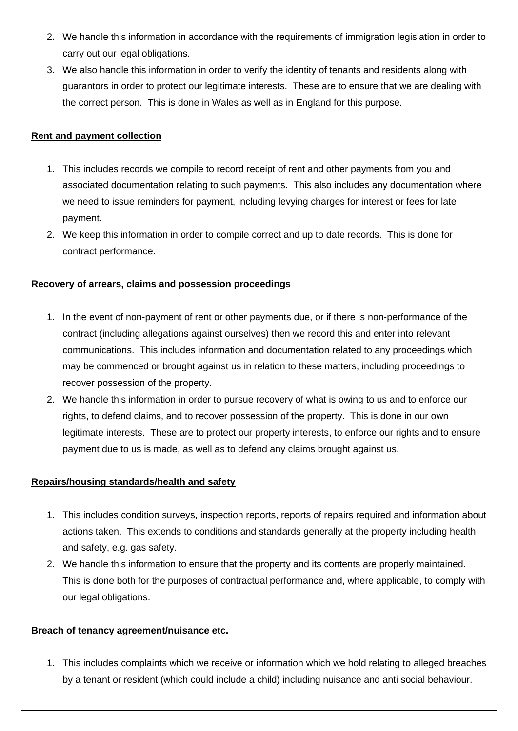2. We handle this information in accordance with the requirements of immigration legislation in order to carry out our legal obligations.
3. We also handle this information in order to verify the identity of tenants and residents along with guarantors in order to protect our legitimate interests. These are to ensure that we are dealing with the correct person. This is done in Wales as well as in England for this purpose.

**Rent and payment collection**

1. This includes records we compile to record receipt of rent and other payments from you and associated documentation relating to such payments. This also includes any documentation where we need to issue reminders for payment, including levying charges for interest or fees for late payment.
2. We keep this information in order to compile correct and up to date records. This is done for contract performance.

**Recovery of arrears, claims and possession proceedings**

1. In the event of non-payment of rent or other payments due, or if there is non-performance of the contract (including allegations against ourselves) then we record this and enter into relevant communications. This includes information and documentation related to any proceedings which may be commenced or brought against us in relation to these matters, including proceedings to recover possession of the property.
2. We handle this information in order to pursue recovery of what is owing to us and to enforce our rights, to defend claims, and to recover possession of the property. This is done in our own legitimate interests. These are to protect our property interests, to enforce our rights and to ensure payment due to us is made, as well as to defend any claims brought against us.

**Repairs/housing standards/health and safety**

1. This includes condition surveys, inspection reports, reports of repairs required and information about actions taken. This extends to conditions and standards generally at the property including health and safety, e.g. gas safety.
2. We handle this information to ensure that the property and its contents are properly maintained. This is done both for the purposes of contractual performance and, where applicable, to comply with our legal obligations.

**Breach of tenancy agreement/nuisance etc.**

1. This includes complaints which we receive or information which we hold relating to alleged breaches by a tenant or resident (which could include a child) including nuisance and anti social behaviour.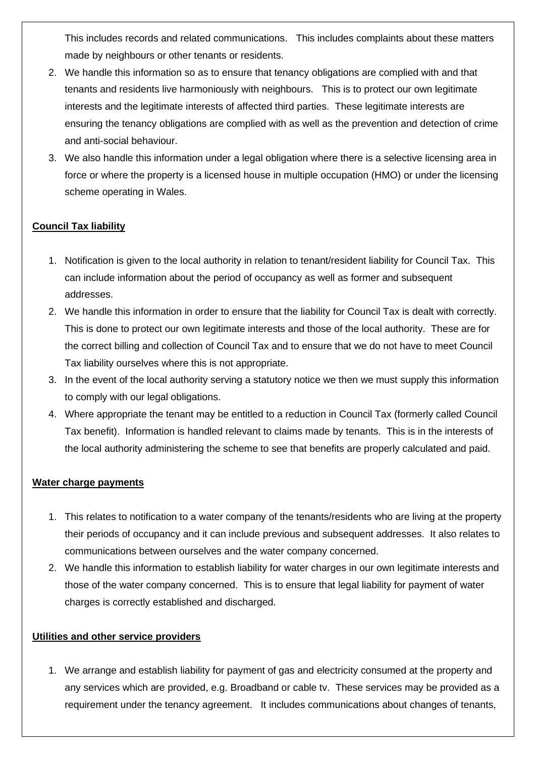This includes records and related communications. This includes complaints about these matters made by neighbours or other tenants or residents.

2. We handle this information so as to ensure that tenancy obligations are complied with and that tenants and residents live harmoniously with neighbours. This is to protect our own legitimate interests and the legitimate interests of affected third parties. These legitimate interests are ensuring the tenancy obligations are complied with as well as the prevention and detection of crime and anti-social behaviour.
3. We also handle this information under a legal obligation where there is a selective licensing area in force or where the property is a licensed house in multiple occupation (HMO) or under the licensing scheme operating in Wales.

**Council Tax liability**

1. Notification is given to the local authority in relation to tenant/resident liability for Council Tax. This can include information about the period of occupancy as well as former and subsequent addresses.
2. We handle this information in order to ensure that the liability for Council Tax is dealt with correctly. This is done to protect our own legitimate interests and those of the local authority. These are for the correct billing and collection of Council Tax and to ensure that we do not have to meet Council Tax liability ourselves where this is not appropriate.
3. In the event of the local authority serving a statutory notice we then we must supply this information to comply with our legal obligations.
4. Where appropriate the tenant may be entitled to a reduction in Council Tax (formerly called Council Tax benefit). Information is handled relevant to claims made by tenants. This is in the interests of the local authority administering the scheme to see that benefits are properly calculated and paid.

**Water charge payments**

1. This relates to notification to a water company of the tenants/residents who are living at the property their periods of occupancy and it can include previous and subsequent addresses. It also relates to communications between ourselves and the water company concerned.
2. We handle this information to establish liability for water charges in our own legitimate interests and those of the water company concerned. This is to ensure that legal liability for payment of water charges is correctly established and discharged.

**Utilities and other service providers**

1. We arrange and establish liability for payment of gas and electricity consumed at the property and any services which are provided, e.g. Broadband or cable tv. These services may be provided as a requirement under the tenancy agreement. It includes communications about changes of tenants,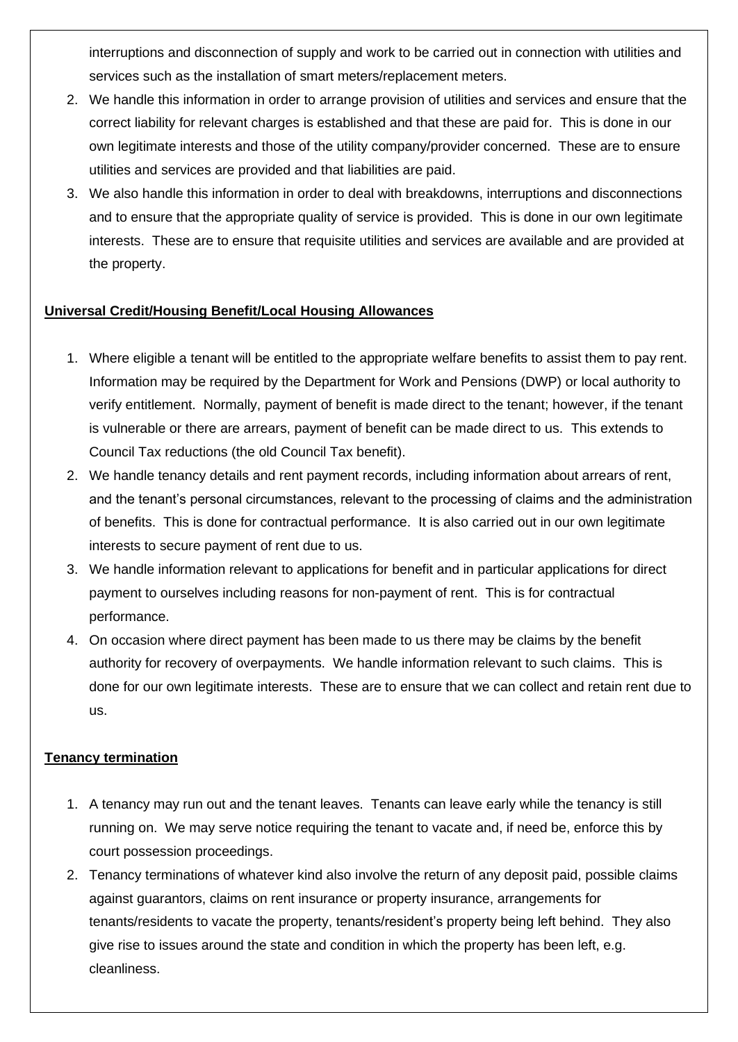interruptions and disconnection of supply and work to be carried out in connection with utilities and services such as the installation of smart meters/replacement meters.

2. We handle this information in order to arrange provision of utilities and services and ensure that the correct liability for relevant charges is established and that these are paid for. This is done in our own legitimate interests and those of the utility company/provider concerned. These are to ensure utilities and services are provided and that liabilities are paid.
3. We also handle this information in order to deal with breakdowns, interruptions and disconnections and to ensure that the appropriate quality of service is provided. This is done in our own legitimate interests. These are to ensure that requisite utilities and services are available and are provided at the property.

**Universal Credit/Housing Benefit/Local Housing Allowances**

1. Where eligible a tenant will be entitled to the appropriate welfare benefits to assist them to pay rent. Information may be required by the Department for Work and Pensions (DWP) or local authority to verify entitlement. Normally, payment of benefit is made direct to the tenant; however, if the tenant is vulnerable or there are arrears, payment of benefit can be made direct to us. This extends to Council Tax reductions (the old Council Tax benefit).
2. We handle tenancy details and rent payment records, including information about arrears of rent, and the tenant's personal circumstances, relevant to the processing of claims and the administration of benefits. This is done for contractual performance. It is also carried out in our own legitimate interests to secure payment of rent due to us.
3. We handle information relevant to applications for benefit and in particular applications for direct payment to ourselves including reasons for non-payment of rent. This is for contractual performance.
4. On occasion where direct payment has been made to us there may be claims by the benefit authority for recovery of overpayments. We handle information relevant to such claims. This is done for our own legitimate interests. These are to ensure that we can collect and retain rent due to us.

**Tenancy termination**

1. A tenancy may run out and the tenant leaves. Tenants can leave early while the tenancy is still running on. We may serve notice requiring the tenant to vacate and, if need be, enforce this by court possession proceedings.
2. Tenancy terminations of whatever kind also involve the return of any deposit paid, possible claims against guarantors, claims on rent insurance or property insurance, arrangements for tenants/residents to vacate the property, tenants/resident's property being left behind. They also give rise to issues around the state and condition in which the property has been left, e.g. cleanliness.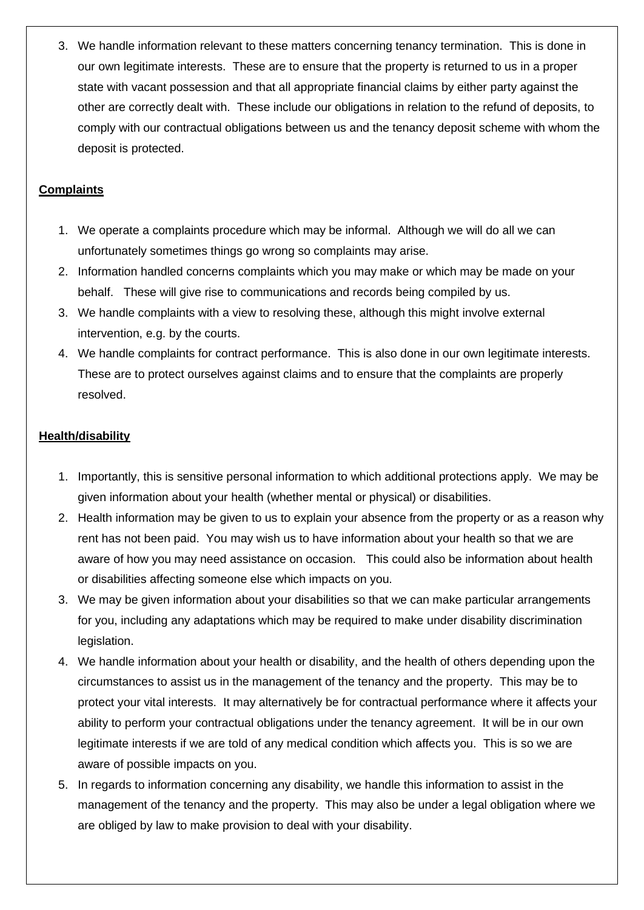3. We handle information relevant to these matters concerning tenancy termination. This is done in our own legitimate interests. These are to ensure that the property is returned to us in a proper state with vacant possession and that all appropriate financial claims by either party against the other are correctly dealt with. These include our obligations in relation to the refund of deposits, to comply with our contractual obligations between us and the tenancy deposit scheme with whom the deposit is protected.

**Complaints**

1. We operate a complaints procedure which may be informal. Although we will do all we can unfortunately sometimes things go wrong so complaints may arise.
2. Information handled concerns complaints which you may make or which may be made on your behalf. These will give rise to communications and records being compiled by us.
3. We handle complaints with a view to resolving these, although this might involve external intervention, e.g. by the courts.
4. We handle complaints for contract performance. This is also done in our own legitimate interests. These are to protect ourselves against claims and to ensure that the complaints are properly resolved.

**Health/disability**

1. Importantly, this is sensitive personal information to which additional protections apply. We may be given information about your health (whether mental or physical) or disabilities.
2. Health information may be given to us to explain your absence from the property or as a reason why rent has not been paid. You may wish us to have information about your health so that we are aware of how you may need assistance on occasion. This could also be information about health or disabilities affecting someone else which impacts on you.
3. We may be given information about your disabilities so that we can make particular arrangements for you, including any adaptations which may be required to make under disability discrimination legislation.
4. We handle information about your health or disability, and the health of others depending upon the circumstances to assist us in the management of the tenancy and the property. This may be to protect your vital interests. It may alternatively be for contractual performance where it affects your ability to perform your contractual obligations under the tenancy agreement. It will be in our own legitimate interests if we are told of any medical condition which affects you. This is so we are aware of possible impacts on you.
5. In regards to information concerning any disability, we handle this information to assist in the management of the tenancy and the property. This may also be under a legal obligation where we are obliged by law to make provision to deal with your disability.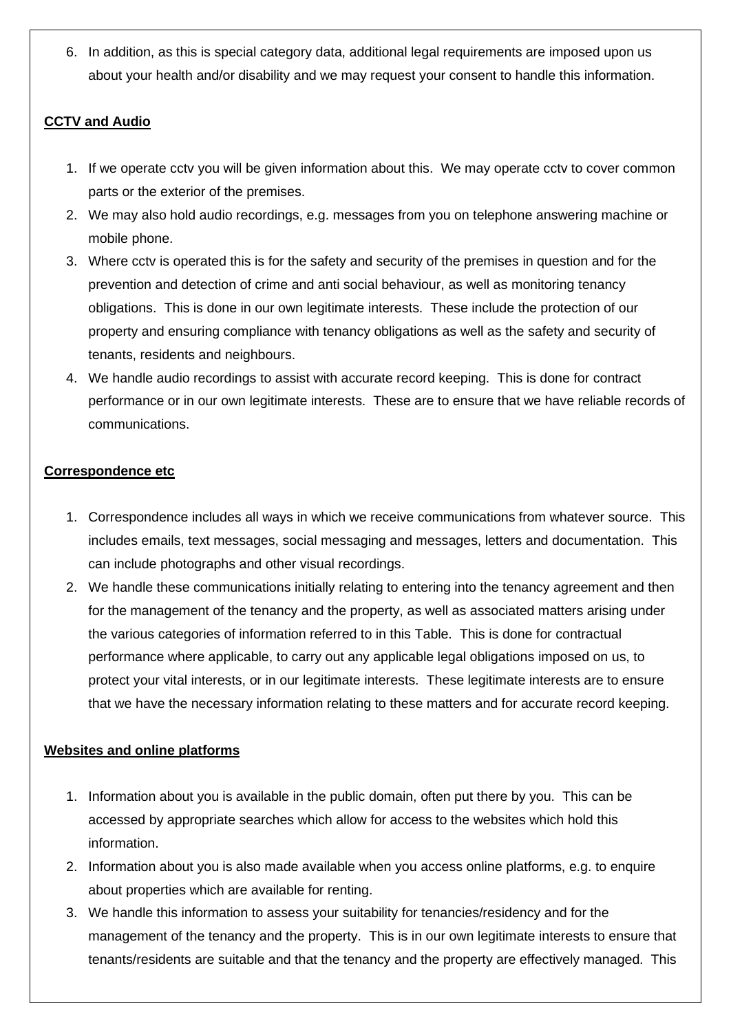6. In addition, as this is special category data, additional legal requirements are imposed upon us about your health and/or disability and we may request your consent to handle this information.

**CCTV and Audio**

1. If we operate cctv you will be given information about this. We may operate cctv to cover common parts or the exterior of the premises.
2. We may also hold audio recordings, e.g. messages from you on telephone answering machine or mobile phone.
3. Where cctv is operated this is for the safety and security of the premises in question and for the prevention and detection of crime and anti social behaviour, as well as monitoring tenancy obligations. This is done in our own legitimate interests. These include the protection of our property and ensuring compliance with tenancy obligations as well as the safety and security of tenants, residents and neighbours.
4. We handle audio recordings to assist with accurate record keeping. This is done for contract performance or in our own legitimate interests. These are to ensure that we have reliable records of communications.

**Correspondence etc**

1. Correspondence includes all ways in which we receive communications from whatever source. This includes emails, text messages, social messaging and messages, letters and documentation. This can include photographs and other visual recordings.
2. We handle these communications initially relating to entering into the tenancy agreement and then for the management of the tenancy and the property, as well as associated matters arising under the various categories of information referred to in this Table. This is done for contractual performance where applicable, to carry out any applicable legal obligations imposed on us, to protect your vital interests, or in our legitimate interests. These legitimate interests are to ensure that we have the necessary information relating to these matters and for accurate record keeping.

**Websites and online platforms**

1. Information about you is available in the public domain, often put there by you. This can be accessed by appropriate searches which allow for access to the websites which hold this information.
2. Information about you is also made available when you access online platforms, e.g. to enquire about properties which are available for renting.
3. We handle this information to assess your suitability for tenancies/residency and for the management of the tenancy and the property. This is in our own legitimate interests to ensure that tenants/residents are suitable and that the tenancy and the property are effectively managed. This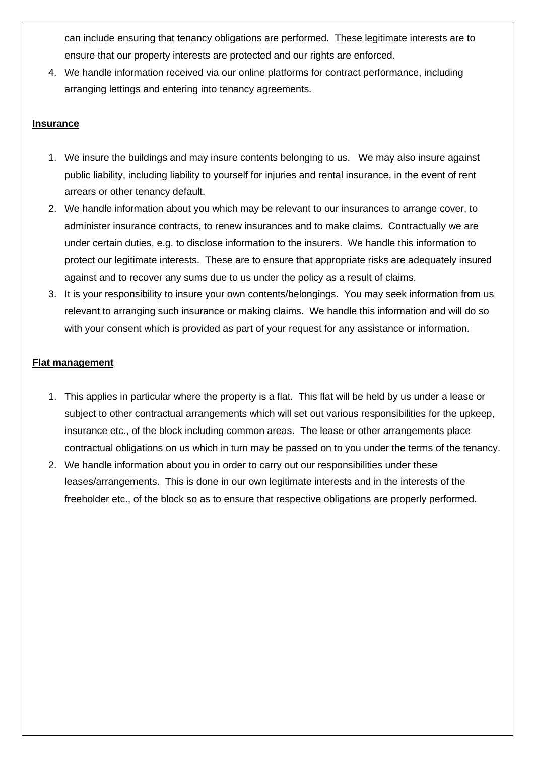can include ensuring that tenancy obligations are performed. These legitimate interests are to ensure that our property interests are protected and our rights are enforced.

4. We handle information received via our online platforms for contract performance, including arranging lettings and entering into tenancy agreements.

**Insurance**

1. We insure the buildings and may insure contents belonging to us. We may also insure against public liability, including liability to yourself for injuries and rental insurance, in the event of rent arrears or other tenancy default.
2. We handle information about you which may be relevant to our insurances to arrange cover, to administer insurance contracts, to renew insurances and to make claims. Contractually we are under certain duties, e.g. to disclose information to the insurers. We handle this information to protect our legitimate interests. These are to ensure that appropriate risks are adequately insured against and to recover any sums due to us under the policy as a result of claims.
3. It is your responsibility to insure your own contents/belongings. You may seek information from us relevant to arranging such insurance or making claims. We handle this information and will do so with your consent which is provided as part of your request for any assistance or information.

**Flat management**

1. This applies in particular where the property is a flat. This flat will be held by us under a lease or subject to other contractual arrangements which will set out various responsibilities for the upkeep, insurance etc., of the block including common areas. The lease or other arrangements place contractual obligations on us which in turn may be passed on to you under the terms of the tenancy.
2. We handle information about you in order to carry out our responsibilities under these leases/arrangements. This is done in our own legitimate interests and in the interests of the freeholder etc., of the block so as to ensure that respective obligations are properly performed.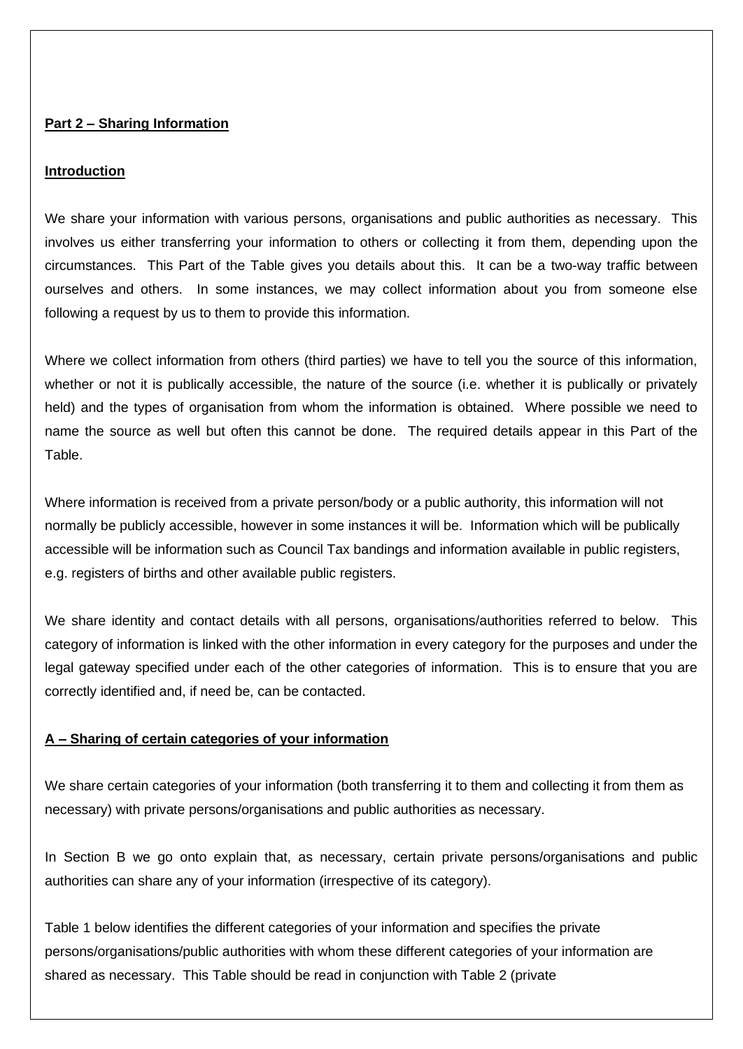**Part 2 – Sharing Information**

**Introduction**

We share your information with various persons, organisations and public authorities as necessary. This involves us either transferring your information to others or collecting it from them, depending upon the circumstances. This Part of the Table gives you details about this. It can be a two-way traffic between ourselves and others. In some instances, we may collect information about you from someone else following a request by us to them to provide this information.

Where we collect information from others (third parties) we have to tell you the source of this information, whether or not it is publically accessible, the nature of the source (i.e. whether it is publically or privately held) and the types of organisation from whom the information is obtained. Where possible we need to name the source as well but often this cannot be done. The required details appear in this Part of the Table.

Where information is received from a private person/body or a public authority, this information will not normally be publicly accessible, however in some instances it will be. Information which will be publically accessible will be information such as Council Tax bandings and information available in public registers, e.g. registers of births and other available public registers.

We share identity and contact details with all persons, organisations/authorities referred to below. This category of information is linked with the other information in every category for the purposes and under the legal gateway specified under each of the other categories of information. This is to ensure that you are correctly identified and, if need be, can be contacted.

**A – Sharing of certain categories of your information**

We share certain categories of your information (both transferring it to them and collecting it from them as necessary) with private persons/organisations and public authorities as necessary.

In Section B we go onto explain that, as necessary, certain private persons/organisations and public authorities can share any of your information (irrespective of its category).

Table 1 below identifies the different categories of your information and specifies the private persons/organisations/public authorities with whom these different categories of your information are shared as necessary. This Table should be read in conjunction with Table 2 (private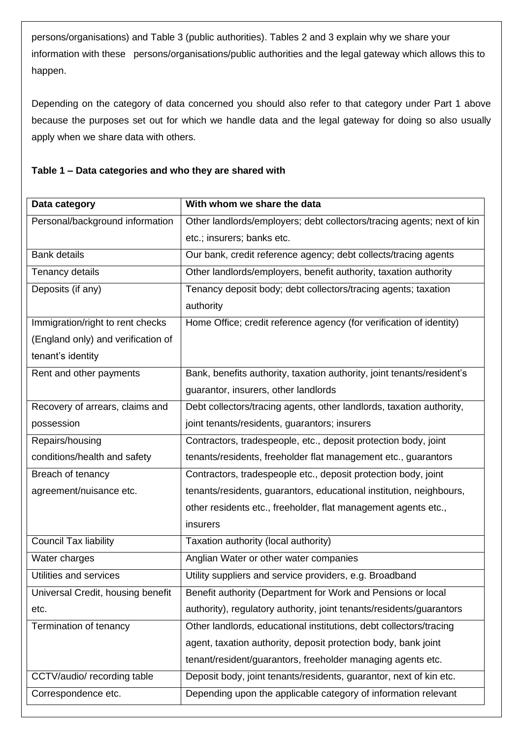persons/organisations) and Table 3 (public authorities). Tables 2 and 3 explain why we share your information with these persons/organisations/public authorities and the legal gateway which allows this to happen.

Depending on the category of data concerned you should also refer to that category under Part 1 above because the purposes set out for which we handle data and the legal gateway for doing so also usually apply when we share data with others.

**Table 1 – Data categories and who they are shared with**

| Data category | With whom we share the data |
|---|---|
| Personal/background information | Other landlords/employers; debt collectors/tracing agents; next of kin etc.; insurers; banks etc. |
| Bank details | Our bank, credit reference agency; debt collects/tracing agents |
| Tenancy details | Other landlords/employers, benefit authority, taxation authority |
| Deposits (if any) | Tenancy deposit body; debt collectors/tracing agents; taxation authority |
| Immigration/right to rent checks (England only) and verification of tenant's identity | Home Office; credit reference agency (for verification of identity) |
| Rent and other payments | Bank, benefits authority, taxation authority, joint tenants/resident's guarantor, insurers, other landlords |
| Recovery of arrears, claims and possession | Debt collectors/tracing agents, other landlords, taxation authority, joint tenants/residents, guarantors; insurers |
| Repairs/housing conditions/health and safety | Contractors, tradespeople, etc., deposit protection body, joint tenants/residents, freeholder flat management etc., guarantors |
| Breach of tenancy agreement/nuisance etc. | Contractors, tradespeople etc., deposit protection body, joint tenants/residents, guarantors, educational institution, neighbours, other residents etc., freeholder, flat management agents etc., insurers |
| Council Tax liability | Taxation authority (local authority) |
| Water charges | Anglian Water or other water companies |
| Utilities and services | Utility suppliers and service providers, e.g. Broadband |
| Universal Credit, housing benefit etc. | Benefit authority (Department for Work and Pensions or local authority), regulatory authority, joint tenants/residents/guarantors |
| Termination of tenancy | Other landlords, educational institutions, debt collectors/tracing agent, taxation authority, deposit protection body, bank joint tenant/resident/guarantors, freeholder managing agents etc. |
| CCTV/audio/ recording table | Deposit body, joint tenants/residents, guarantor, next of kin etc. |
| Correspondence etc. | Depending upon the applicable category of information relevant |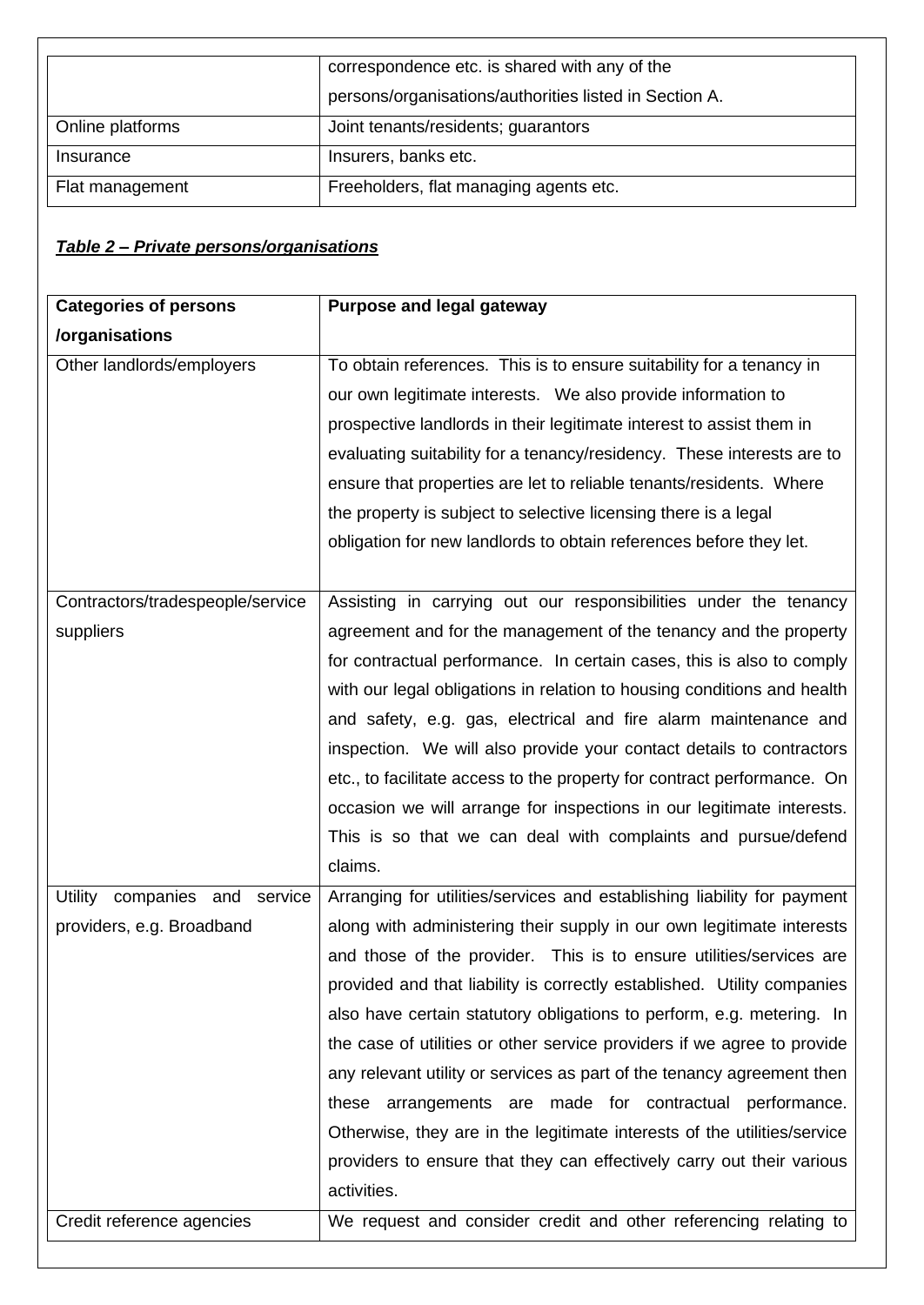| | |
|---|---|
| | correspondence etc. is shared with any of the persons/organisations/authorities listed in Section A. |
| Online platforms | Joint tenants/residents; guarantors |
| Insurance | Insurers, banks etc. |
| Flat management | Freeholders, flat managing agents etc. |

***Table 2 – Private persons/organisations***

| **Categories of persons /organisations** | **Purpose and legal gateway** |
|---|---|
| Other landlords/employers | To obtain references. This is to ensure suitability for a tenancy in our own legitimate interests. We also provide information to prospective landlords in their legitimate interest to assist them in evaluating suitability for a tenancy/residency. These interests are to ensure that properties are let to reliable tenants/residents. Where the property is subject to selective licensing there is a legal obligation for new landlords to obtain references before they let. |
| Contractors/tradespeople/service suppliers | Assisting in carrying out our responsibilities under the tenancy agreement and for the management of the tenancy and the property for contractual performance. In certain cases, this is also to comply with our legal obligations in relation to housing conditions and health and safety, e.g. gas, electrical and fire alarm maintenance and inspection. We will also provide your contact details to contractors etc., to facilitate access to the property for contract performance. On occasion we will arrange for inspections in our legitimate interests. This is so that we can deal with complaints and pursue/defend claims. |
| Utility companies and service providers, e.g. Broadband | Arranging for utilities/services and establishing liability for payment along with administering their supply in our own legitimate interests and those of the provider. This is to ensure utilities/services are provided and that liability is correctly established. Utility companies also have certain statutory obligations to perform, e.g. metering. In the case of utilities or other service providers if we agree to provide any relevant utility or services as part of the tenancy agreement then these arrangements are made for contractual performance. Otherwise, they are in the legitimate interests of the utilities/service providers to ensure that they can effectively carry out their various activities. |
| Credit reference agencies | We request and consider credit and other referencing relating to |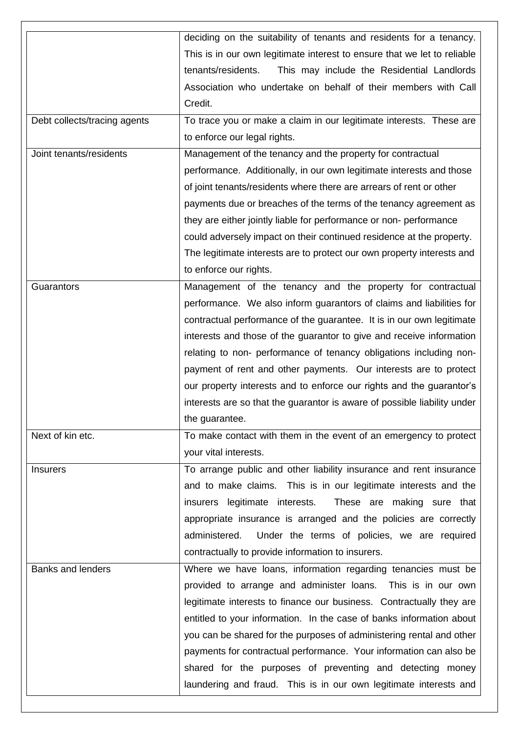| | |
|---|---|
| | deciding on the suitability of tenants and residents for a tenancy. This is in our own legitimate interest to ensure that we let to reliable tenants/residents. This may include the Residential Landlords Association who undertake on behalf of their members with Call Credit. |
| Debt collects/tracing agents | To trace you or make a claim in our legitimate interests. These are to enforce our legal rights. |
| Joint tenants/residents | Management of the tenancy and the property for contractual performance. Additionally, in our own legitimate interests and those of joint tenants/residents where there are arrears of rent or other payments due or breaches of the terms of the tenancy agreement as they are either jointly liable for performance or non- performance could adversely impact on their continued residence at the property. The legitimate interests are to protect our own property interests and to enforce our rights. |
| Guarantors | Management of the tenancy and the property for contractual performance. We also inform guarantors of claims and liabilities for contractual performance of the guarantee. It is in our own legitimate interests and those of the guarantor to give and receive information relating to non- performance of tenancy obligations including non-payment of rent and other payments. Our interests are to protect our property interests and to enforce our rights and the guarantor's interests are so that the guarantor is aware of possible liability under the guarantee. |
| Next of kin etc. | To make contact with them in the event of an emergency to protect your vital interests. |
| Insurers | To arrange public and other liability insurance and rent insurance and to make claims. This is in our legitimate interests and the insurers legitimate interests. These are making sure that appropriate insurance is arranged and the policies are correctly administered. Under the terms of policies, we are required contractually to provide information to insurers. |
| Banks and lenders | Where we have loans, information regarding tenancies must be provided to arrange and administer loans. This is in our own legitimate interests to finance our business. Contractually they are entitled to your information. In the case of banks information about you can be shared for the purposes of administering rental and other payments for contractual performance. Your information can also be shared for the purposes of preventing and detecting money laundering and fraud. This is in our own legitimate interests and |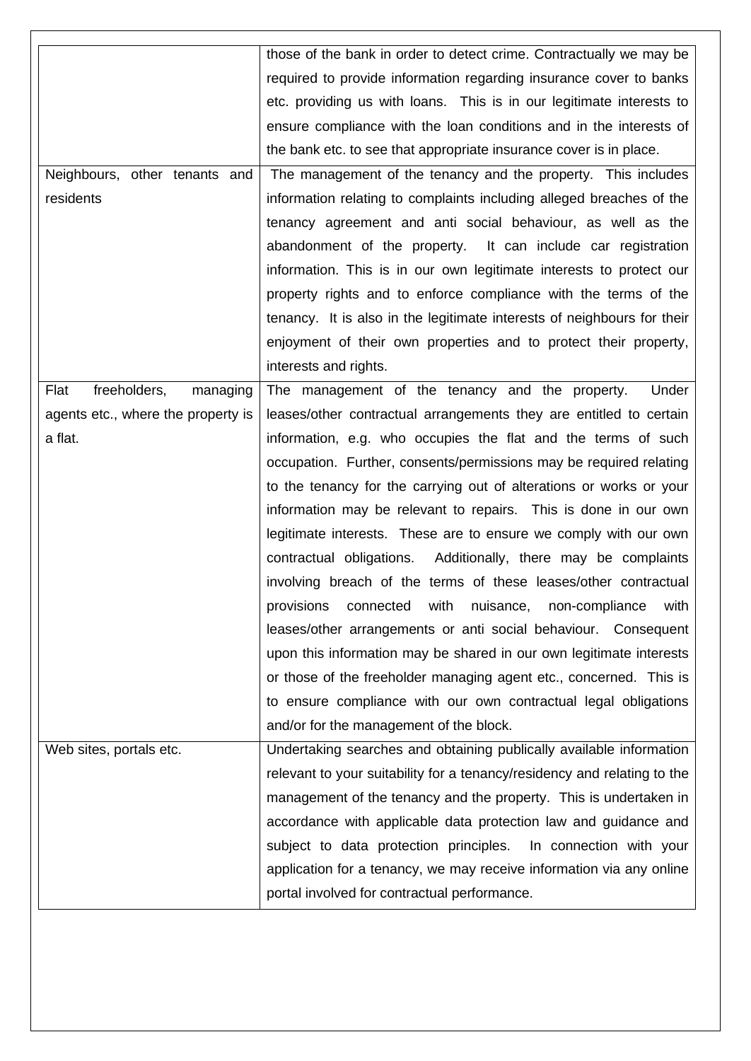| | |
|---|---|
| | those of the bank in order to detect crime. Contractually we may be required to provide information regarding insurance cover to banks etc. providing us with loans. This is in our legitimate interests to ensure compliance with the loan conditions and in the interests of the bank etc. to see that appropriate insurance cover is in place. |
| Neighbours, other tenants and residents | The management of the tenancy and the property. This includes information relating to complaints including alleged breaches of the tenancy agreement and anti social behaviour, as well as the abandonment of the property. It can include car registration information. This is in our own legitimate interests to protect our property rights and to enforce compliance with the terms of the tenancy. It is also in the legitimate interests of neighbours for their enjoyment of their own properties and to protect their property, interests and rights. |
| Flat freeholders, managing agents etc., where the property is a flat. | The management of the tenancy and the property. Under leases/other contractual arrangements they are entitled to certain information, e.g. who occupies the flat and the terms of such occupation. Further, consents/permissions may be required relating to the tenancy for the carrying out of alterations or works or your information may be relevant to repairs. This is done in our own legitimate interests. These are to ensure we comply with our own contractual obligations. Additionally, there may be complaints involving breach of the terms of these leases/other contractual provisions connected with nuisance, non-compliance with leases/other arrangements or anti social behaviour. Consequent upon this information may be shared in our own legitimate interests or those of the freeholder managing agent etc., concerned. This is to ensure compliance with our own contractual legal obligations and/or for the management of the block. |
| Web sites, portals etc. | Undertaking searches and obtaining publically available information relevant to your suitability for a tenancy/residency and relating to the management of the tenancy and the property. This is undertaken in accordance with applicable data protection law and guidance and subject to data protection principles. In connection with your application for a tenancy, we may receive information via any online portal involved for contractual performance. |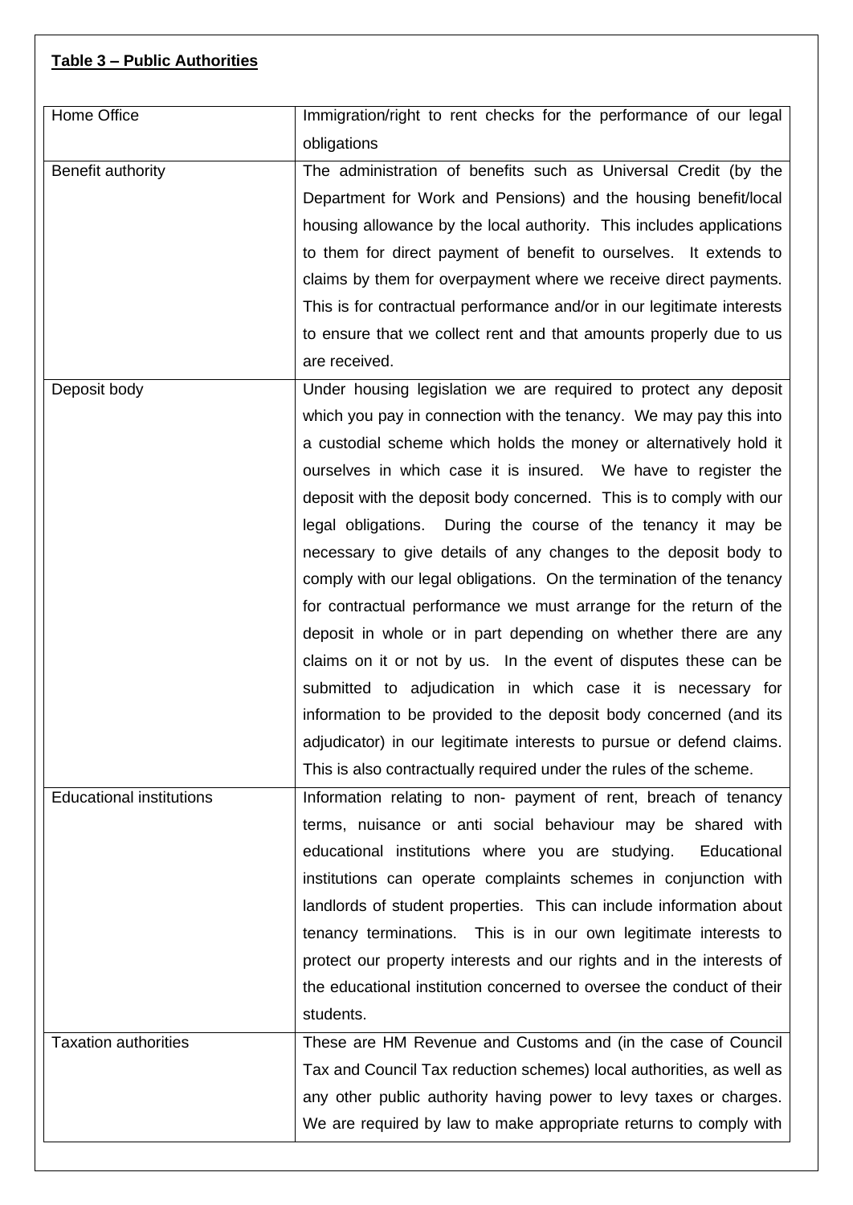**Table 3 – Public Authorities**

| | |
|---|---|
| Home Office | Immigration/right to rent checks for the performance of our legal obligations |
| Benefit authority | The administration of benefits such as Universal Credit (by the Department for Work and Pensions) and the housing benefit/local housing allowance by the local authority. This includes applications to them for direct payment of benefit to ourselves. It extends to claims by them for overpayment where we receive direct payments. This is for contractual performance and/or in our legitimate interests to ensure that we collect rent and that amounts properly due to us are received. |
| Deposit body | Under housing legislation we are required to protect any deposit which you pay in connection with the tenancy. We may pay this into a custodial scheme which holds the money or alternatively hold it ourselves in which case it is insured. We have to register the deposit with the deposit body concerned. This is to comply with our legal obligations. During the course of the tenancy it may be necessary to give details of any changes to the deposit body to comply with our legal obligations. On the termination of the tenancy for contractual performance we must arrange for the return of the deposit in whole or in part depending on whether there are any claims on it or not by us. In the event of disputes these can be submitted to adjudication in which case it is necessary for information to be provided to the deposit body concerned (and its adjudicator) in our legitimate interests to pursue or defend claims. This is also contractually required under the rules of the scheme. |
| Educational institutions | Information relating to non- payment of rent, breach of tenancy terms, nuisance or anti social behaviour may be shared with educational institutions where you are studying. Educational institutions can operate complaints schemes in conjunction with landlords of student properties. This can include information about tenancy terminations. This is in our own legitimate interests to protect our property interests and our rights and in the interests of the educational institution concerned to oversee the conduct of their students. |
| Taxation authorities | These are HM Revenue and Customs and (in the case of Council Tax and Council Tax reduction schemes) local authorities, as well as any other public authority having power to levy taxes or charges. We are required by law to make appropriate returns to comply with |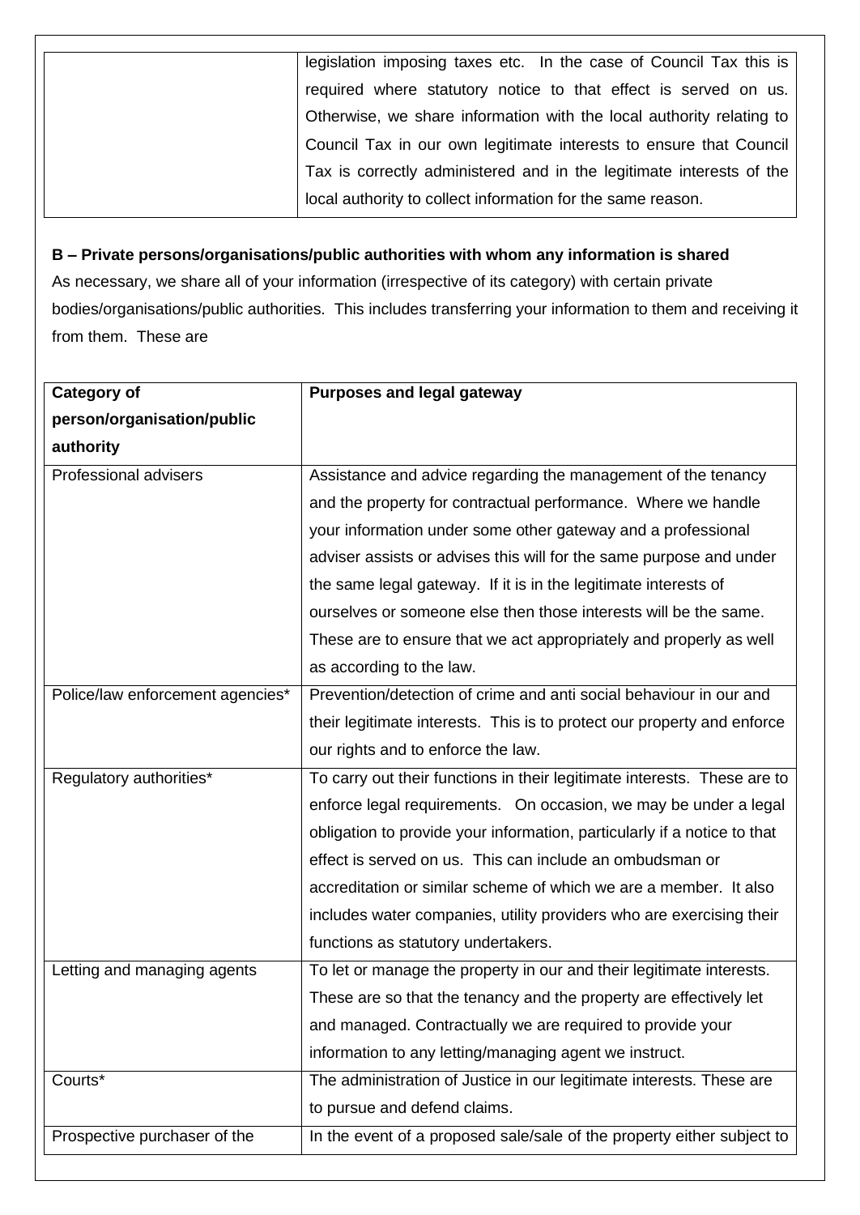| | |
|---|---|
| | legislation imposing taxes etc. In the case of Council Tax this is required where statutory notice to that effect is served on us. Otherwise, we share information with the local authority relating to Council Tax in our own legitimate interests to ensure that Council Tax is correctly administered and in the legitimate interests of the local authority to collect information for the same reason. |

**B – Private persons/organisations/public authorities with whom any information is shared**

As necessary, we share all of your information (irrespective of its category) with certain private bodies/organisations/public authorities. This includes transferring your information to them and receiving it from them. These are

| Category of person/organisation/public authority | Purposes and legal gateway |
|---|---|
| Professional advisers | Assistance and advice regarding the management of the tenancy and the property for contractual performance. Where we handle your information under some other gateway and a professional adviser assists or advises this will for the same purpose and under the same legal gateway. If it is in the legitimate interests of ourselves or someone else then those interests will be the same. These are to ensure that we act appropriately and properly as well as according to the law. |
| Police/law enforcement agencies* | Prevention/detection of crime and anti social behaviour in our and their legitimate interests. This is to protect our property and enforce our rights and to enforce the law. |
| Regulatory authorities* | To carry out their functions in their legitimate interests. These are to enforce legal requirements. On occasion, we may be under a legal obligation to provide your information, particularly if a notice to that effect is served on us. This can include an ombudsman or accreditation or similar scheme of which we are a member. It also includes water companies, utility providers who are exercising their functions as statutory undertakers. |
| Letting and managing agents | To let or manage the property in our and their legitimate interests. These are so that the tenancy and the property are effectively let and managed. Contractually we are required to provide your information to any letting/managing agent we instruct. |
| Courts* | The administration of Justice in our legitimate interests. These are to pursue and defend claims. |
| Prospective purchaser of the | In the event of a proposed sale/sale of the property either subject to |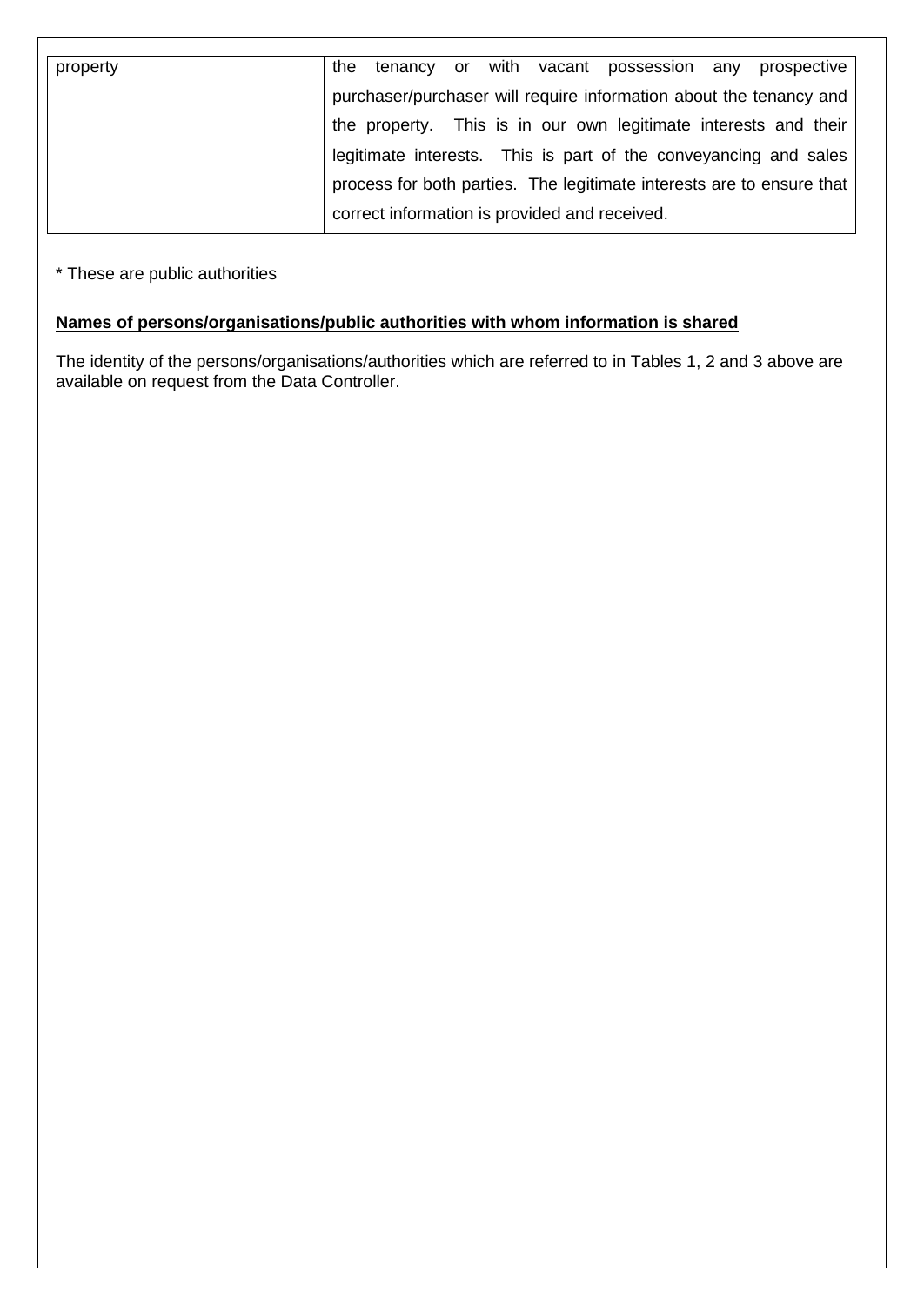| | |
|---|---|
| property | the tenancy or with vacant possession any prospective purchaser/purchaser will require information about the tenancy and the property. This is in our own legitimate interests and their legitimate interests. This is part of the conveyancing and sales process for both parties. The legitimate interests are to ensure that correct information is provided and received. |

* These are public authorities

**Names of persons/organisations/public authorities with whom information is shared**

The identity of the persons/organisations/authorities which are referred to in Tables 1, 2 and 3 above are available on request from the Data Controller.